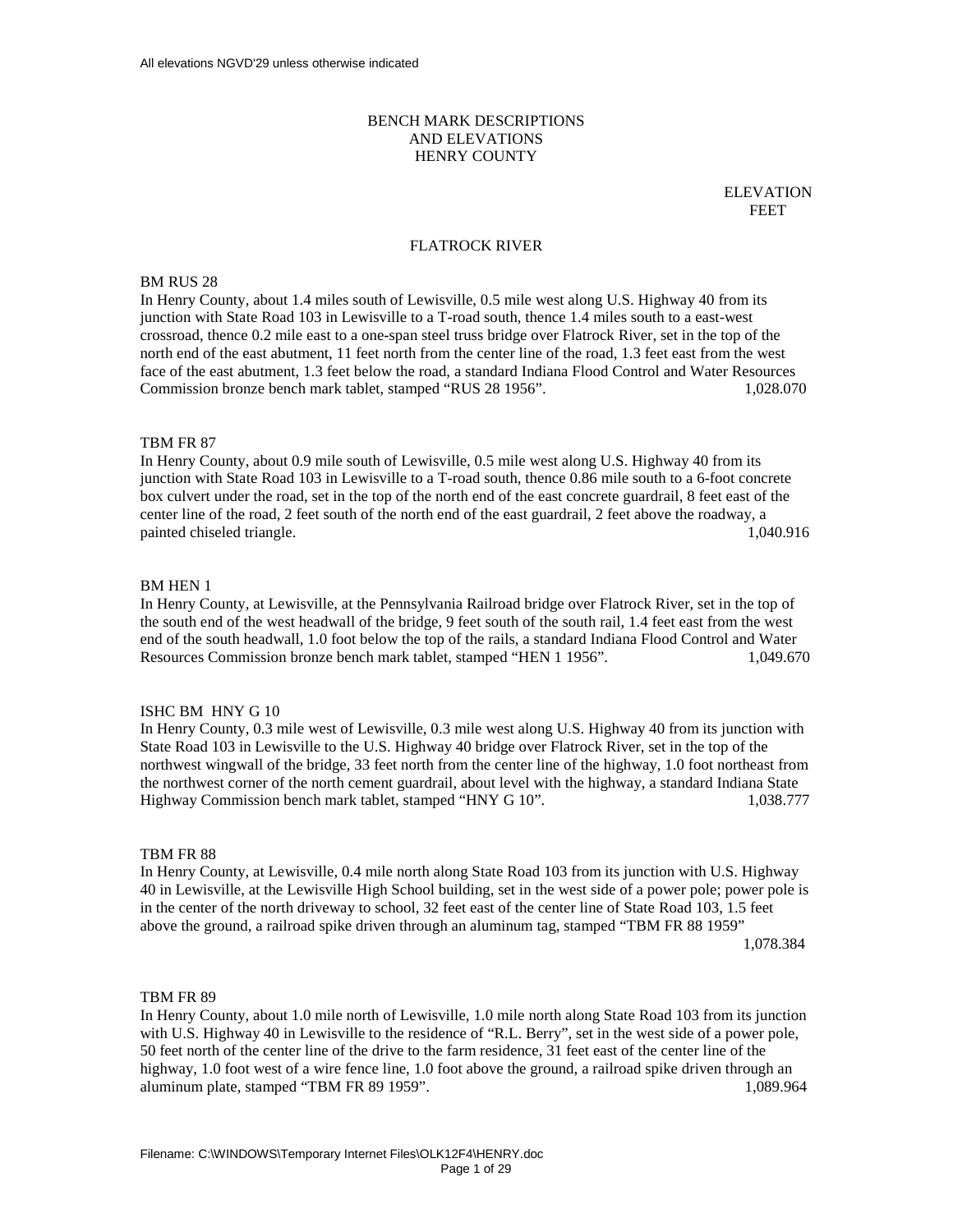All elevations NGVD'29 unless otherwise indicated

# BENCH MARK DESCRIPTIONS AND ELEVATIONS HENRY COUNTY

ELEVATION FEET

## FLATROCK RIVER

### BM RUS 28

In Henry County, about 1.4 miles south of Lewisville, 0.5 mile west along U.S. Highway 40 from its junction with State Road 103 in Lewisville to a T-road south, thence 1.4 miles south to a east-west crossroad, thence 0.2 mile east to a one-span steel truss bridge over Flatrock River, set in the top of the north end of the east abutment, 11 feet north from the center line of the road, 1.3 feet east from the west face of the east abutment, 1.3 feet below the road, a standard Indiana Flood Control and Water Resources Commission bronze bench mark tablet, stamped "RUS 28 1956". 1,028.070

### TBM FR 87

In Henry County, about 0.9 mile south of Lewisville, 0.5 mile west along U.S. Highway 40 from its junction with State Road 103 in Lewisville to a T-road south, thence 0.86 mile south to a 6-foot concrete box culvert under the road, set in the top of the north end of the east concrete guardrail, 8 feet east of the center line of the road, 2 feet south of the north end of the east guardrail, 2 feet above the roadway, a painted chiseled triangle. 1,040.916

### BM HEN 1

In Henry County, at Lewisville, at the Pennsylvania Railroad bridge over Flatrock River, set in the top of the south end of the west headwall of the bridge, 9 feet south of the south rail, 1.4 feet east from the west end of the south headwall, 1.0 foot below the top of the rails, a standard Indiana Flood Control and Water Resources Commission bronze bench mark tablet, stamped "HEN 1 1956". 1,049.670

### ISHC BM HNY G 10

In Henry County, 0.3 mile west of Lewisville, 0.3 mile west along U.S. Highway 40 from its junction with State Road 103 in Lewisville to the U.S. Highway 40 bridge over Flatrock River, set in the top of the northwest wingwall of the bridge, 33 feet north from the center line of the highway, 1.0 foot northeast from the northwest corner of the north cement guardrail, about level with the highway, a standard Indiana State Highway Commission bench mark tablet, stamped "HNY G 10". 1,038.777

### TBM FR 88

In Henry County, at Lewisville, 0.4 mile north along State Road 103 from its junction with U.S. Highway 40 in Lewisville, at the Lewisville High School building, set in the west side of a power pole; power pole is in the center of the north driveway to school, 32 feet east of the center line of State Road 103, 1.5 feet above the ground, a railroad spike driven through an aluminum tag, stamped "TBM FR 88 1959" 1,078.384

### TBM FR 89

In Henry County, about 1.0 mile north of Lewisville, 1.0 mile north along State Road 103 from its junction with U.S. Highway 40 in Lewisville to the residence of "R.L. Berry", set in the west side of a power pole, 50 feet north of the center line of the drive to the farm residence, 31 feet east of the center line of the highway, 1.0 foot west of a wire fence line, 1.0 foot above the ground, a railroad spike driven through an aluminum plate, stamped "TBM FR 89 1959". 1,089.964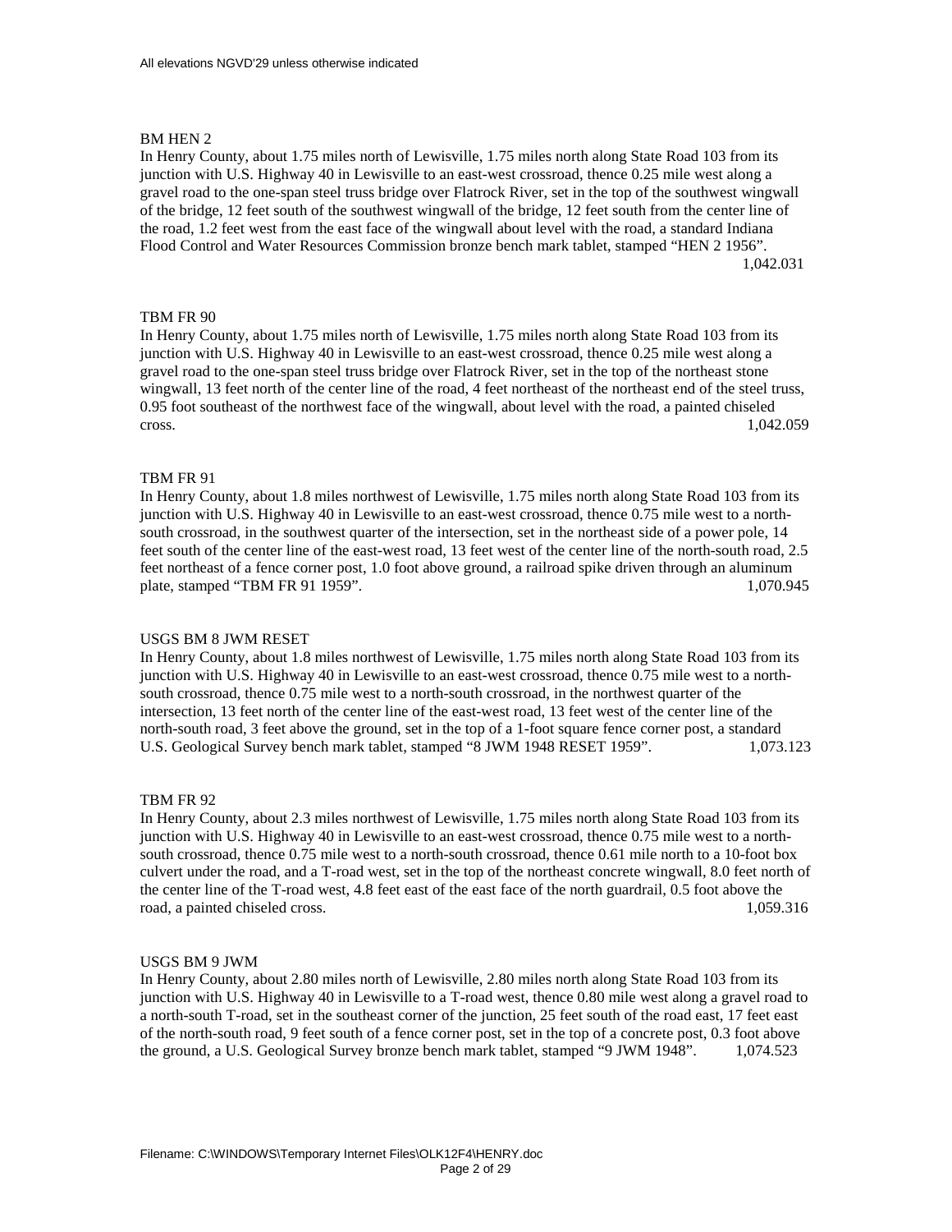All elevations NGVD'29 unless otherwise indicated

BM HEN 2

In Henry County, about 1.75 miles north of Lewisville, 1.75 miles north along State Road 103 from its junction with U.S. Highway 40 in Lewisville to an east-west crossroad, thence 0.25 mile west along a gravel road to the one-span steel truss bridge over Flatrock River, set in the top of the southwest wingwall of the bridge, 12 feet south of the southwest wingwall of the bridge, 12 feet south from the center line of the road, 1.2 feet west from the east face of the wingwall about level with the road, a standard Indiana Flood Control and Water Resources Commission bronze bench mark tablet, stamped "HEN 2 1956". 1,042.031

TBM FR 90

In Henry County, about 1.75 miles north of Lewisville, 1.75 miles north along State Road 103 from its junction with U.S. Highway 40 in Lewisville to an east-west crossroad, thence 0.25 mile west along a gravel road to the one-span steel truss bridge over Flatrock River, set in the top of the northeast stone wingwall, 13 feet north of the center line of the road, 4 feet northeast of the northeast end of the steel truss, 0.95 foot southeast of the northwest face of the wingwall, about level with the road, a painted chiseled cross. 1,042.059

TBM FR 91

In Henry County, about 1.8 miles northwest of Lewisville, 1.75 miles north along State Road 103 from its junction with U.S. Highway 40 in Lewisville to an east-west crossroad, thence 0.75 mile west to a north-south crossroad, in the southwest quarter of the intersection, set in the northeast side of a power pole, 14 feet south of the center line of the east-west road, 13 feet west of the center line of the north-south road, 2.5 feet northeast of a fence corner post, 1.0 foot above ground, a railroad spike driven through an aluminum plate, stamped "TBM FR 91 1959". 1,070.945

USGS BM 8 JWM RESET

In Henry County, about 1.8 miles northwest of Lewisville, 1.75 miles north along State Road 103 from its junction with U.S. Highway 40 in Lewisville to an east-west crossroad, thence 0.75 mile west to a north-south crossroad, thence 0.75 mile west to a north-south crossroad, in the northwest quarter of the intersection, 13 feet north of the center line of the east-west road, 13 feet west of the center line of the north-south road, 3 feet above the ground, set in the top of a 1-foot square fence corner post, a standard U.S. Geological Survey bench mark tablet, stamped "8 JWM 1948 RESET 1959". 1,073.123

TBM FR 92

In Henry County, about 2.3 miles northwest of Lewisville, 1.75 miles north along State Road 103 from its junction with U.S. Highway 40 in Lewisville to an east-west crossroad, thence 0.75 mile west to a north-south crossroad, thence 0.75 mile west to a north-south crossroad, thence 0.61 mile north to a 10-foot box culvert under the road, and a T-road west, set in the top of the northeast concrete wingwall, 8.0 feet north of the center line of the T-road west, 4.8 feet east of the east face of the north guardrail, 0.5 foot above the road, a painted chiseled cross. 1,059.316

USGS BM 9 JWM

In Henry County, about 2.80 miles north of Lewisville, 2.80 miles north along State Road 103 from its junction with U.S. Highway 40 in Lewisville to a T-road west, thence 0.80 mile west along a gravel road to a north-south T-road, set in the southeast corner of the junction, 25 feet south of the road east, 17 feet east of the north-south road, 9 feet south of a fence corner post, set in the top of a concrete post, 0.3 foot above the ground, a U.S. Geological Survey bronze bench mark tablet, stamped "9 JWM 1948". 1,074.523

Filename: C:\WINDOWS\Temporary Internet Files\OLK12F4\HENRY.doc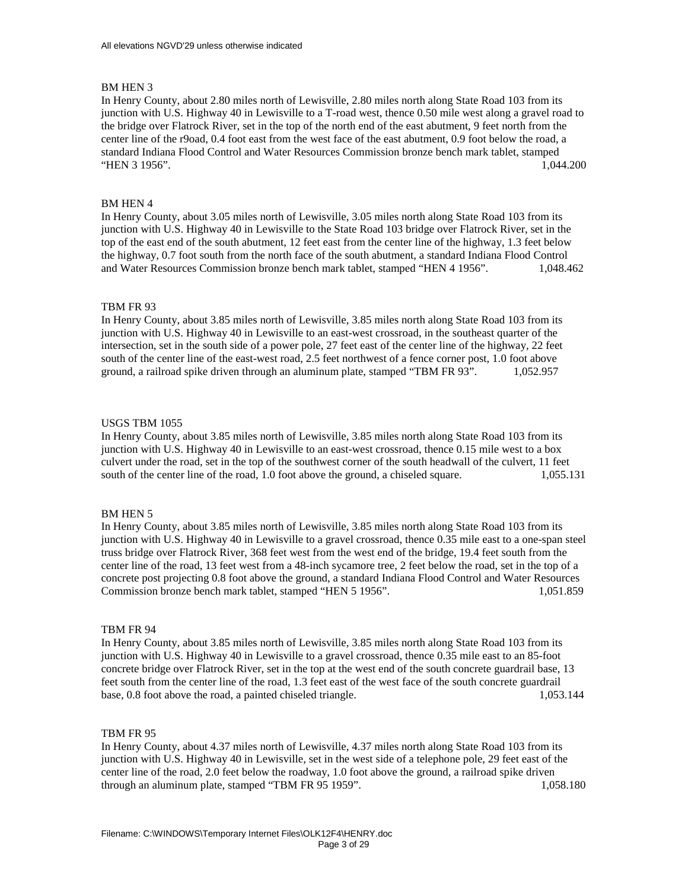All elevations NGVD'29 unless otherwise indicated

BM HEN 3
In Henry County, about 2.80 miles north of Lewisville, 2.80 miles north along State Road 103 from its junction with U.S. Highway 40 in Lewisville to a T-road west, thence 0.50 mile west along a gravel road to the bridge over Flatrock River, set in the top of the north end of the east abutment, 9 feet north from the center line of the r9oad, 0.4 foot east from the west face of the east abutment, 0.9 foot below the road, a standard Indiana Flood Control and Water Resources Commission bronze bench mark tablet, stamped "HEN 3 1956". 1,044.200

BM HEN 4
In Henry County, about 3.05 miles north of Lewisville, 3.05 miles north along State Road 103 from its junction with U.S. Highway 40 in Lewisville to the State Road 103 bridge over Flatrock River, set in the top of the east end of the south abutment, 12 feet east from the center line of the highway, 1.3 feet below the highway, 0.7 foot south from the north face of the south abutment, a standard Indiana Flood Control and Water Resources Commission bronze bench mark tablet, stamped "HEN 4 1956". 1,048.462

TBM FR 93
In Henry County, about 3.85 miles north of Lewisville, 3.85 miles north along State Road 103 from its junction with U.S. Highway 40 in Lewisville to an east-west crossroad, in the southeast quarter of the intersection, set in the south side of a power pole, 27 feet east of the center line of the highway, 22 feet south of the center line of the east-west road, 2.5 feet northwest of a fence corner post, 1.0 foot above ground, a railroad spike driven through an aluminum plate, stamped "TBM FR 93". 1,052.957

USGS TBM 1055
In Henry County, about 3.85 miles north of Lewisville, 3.85 miles north along State Road 103 from its junction with U.S. Highway 40 in Lewisville to an east-west crossroad, thence 0.15 mile west to a box culvert under the road, set in the top of the southwest corner of the south headwall of the culvert, 11 feet south of the center line of the road, 1.0 foot above the ground, a chiseled square. 1,055.131

BM HEN 5
In Henry County, about 3.85 miles north of Lewisville, 3.85 miles north along State Road 103 from its junction with U.S. Highway 40 in Lewisville to a gravel crossroad, thence 0.35 mile east to a one-span steel truss bridge over Flatrock River, 368 feet west from the west end of the bridge, 19.4 feet south from the center line of the road, 13 feet west from a 48-inch sycamore tree, 2 feet below the road, set in the top of a concrete post projecting 0.8 foot above the ground, a standard Indiana Flood Control and Water Resources Commission bronze bench mark tablet, stamped "HEN 5 1956". 1,051.859

TBM FR 94
In Henry County, about 3.85 miles north of Lewisville, 3.85 miles north along State Road 103 from its junction with U.S. Highway 40 in Lewisville to a gravel crossroad, thence 0.35 mile east to an 85-foot concrete bridge over Flatrock River, set in the top at the west end of the south concrete guardrail base, 13 feet south from the center line of the road, 1.3 feet east of the west face of the south concrete guardrail base, 0.8 foot above the road, a painted chiseled triangle. 1,053.144

TBM FR 95
In Henry County, about 4.37 miles north of Lewisville, 4.37 miles north along State Road 103 from its junction with U.S. Highway 40 in Lewisville, set in the west side of a telephone pole, 29 feet east of the center line of the road, 2.0 feet below the roadway, 1.0 foot above the ground, a railroad spike driven through an aluminum plate, stamped "TBM FR 95 1959". 1,058.180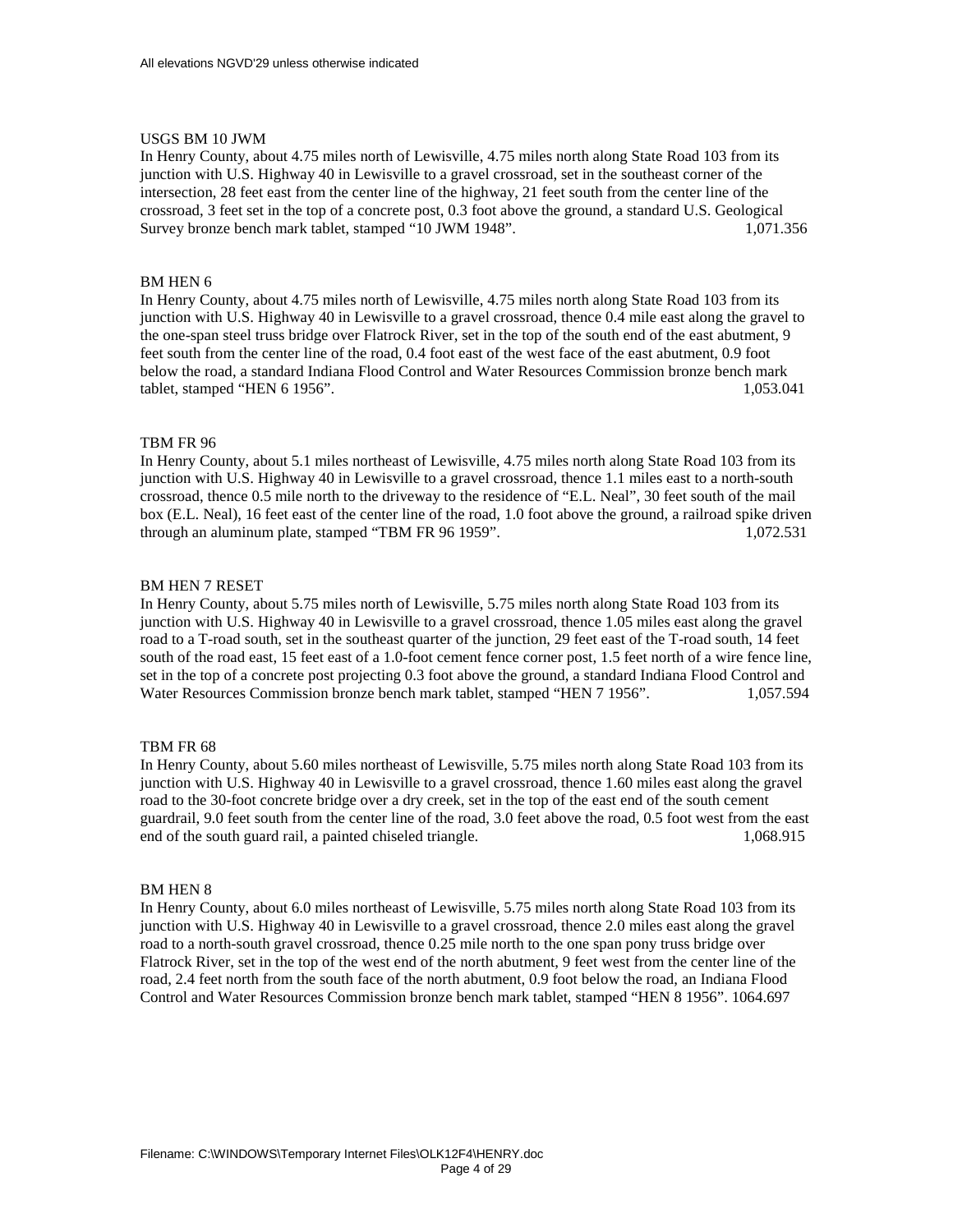USGS BM 10 JWM

In Henry County, about 4.75 miles north of Lewisville, 4.75 miles north along State Road 103 from its junction with U.S. Highway 40 in Lewisville to a gravel crossroad, set in the southeast corner of the intersection, 28 feet east from the center line of the highway, 21 feet south from the center line of the crossroad, 3 feet set in the top of a concrete post, 0.3 foot above the ground, a standard U.S. Geological Survey bronze bench mark tablet, stamped "10 JWM 1948". 1,071.356

BM HEN 6

In Henry County, about 4.75 miles north of Lewisville, 4.75 miles north along State Road 103 from its junction with U.S. Highway 40 in Lewisville to a gravel crossroad, thence 0.4 mile east along the gravel to the one-span steel truss bridge over Flatrock River, set in the top of the south end of the east abutment, 9 feet south from the center line of the road, 0.4 foot east of the west face of the east abutment, 0.9 foot below the road, a standard Indiana Flood Control and Water Resources Commission bronze bench mark tablet, stamped "HEN 6 1956". 1,053.041

TBM FR 96

In Henry County, about 5.1 miles northeast of Lewisville, 4.75 miles north along State Road 103 from its junction with U.S. Highway 40 in Lewisville to a gravel crossroad, thence 1.1 miles east to a north-south crossroad, thence 0.5 mile north to the driveway to the residence of "E.L. Neal", 30 feet south of the mail box (E.L. Neal), 16 feet east of the center line of the road, 1.0 foot above the ground, a railroad spike driven through an aluminum plate, stamped "TBM FR 96 1959". 1,072.531

BM HEN 7 RESET

In Henry County, about 5.75 miles north of Lewisville, 5.75 miles north along State Road 103 from its junction with U.S. Highway 40 in Lewisville to a gravel crossroad, thence 1.05 miles east along the gravel road to a T-road south, set in the southeast quarter of the junction, 29 feet east of the T-road south, 14 feet south of the road east, 15 feet east of a 1.0-foot cement fence corner post, 1.5 feet north of a wire fence line, set in the top of a concrete post projecting 0.3 foot above the ground, a standard Indiana Flood Control and Water Resources Commission bronze bench mark tablet, stamped "HEN 7 1956". 1,057.594

TBM FR 68

In Henry County, about 5.60 miles northeast of Lewisville, 5.75 miles north along State Road 103 from its junction with U.S. Highway 40 in Lewisville to a gravel crossroad, thence 1.60 miles east along the gravel road to the 30-foot concrete bridge over a dry creek, set in the top of the east end of the south cement guardrail, 9.0 feet south from the center line of the road, 3.0 feet above the road, 0.5 foot west from the east end of the south guard rail, a painted chiseled triangle. 1,068.915

BM HEN 8

In Henry County, about 6.0 miles northeast of Lewisville, 5.75 miles north along State Road 103 from its junction with U.S. Highway 40 in Lewisville to a gravel crossroad, thence 2.0 miles east along the gravel road to a north-south gravel crossroad, thence 0.25 mile north to the one span pony truss bridge over Flatrock River, set in the top of the west end of the north abutment, 9 feet west from the center line of the road, 2.4 feet north from the south face of the north abutment, 0.9 foot below the road, an Indiana Flood Control and Water Resources Commission bronze bench mark tablet, stamped "HEN 8 1956". 1064.697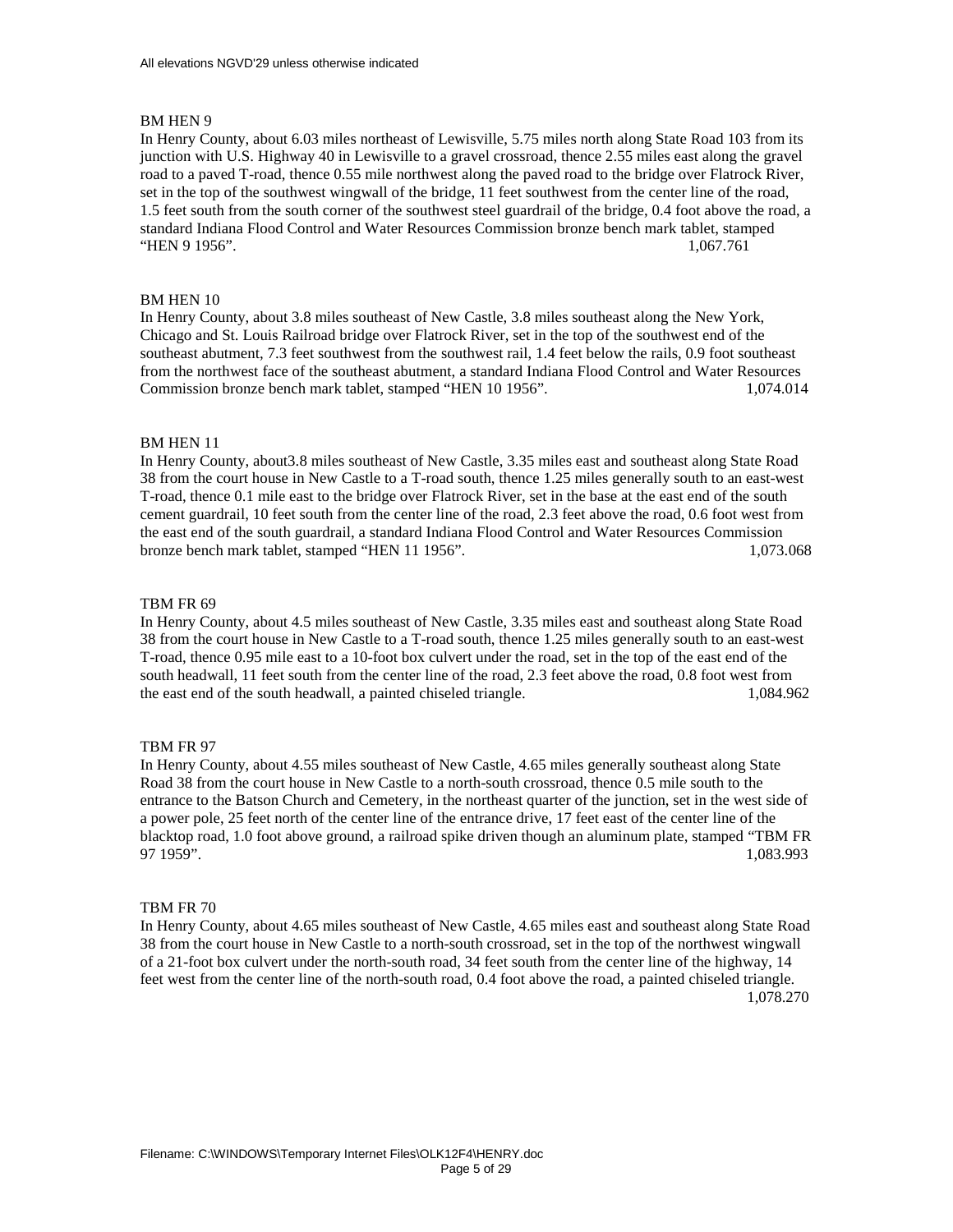All elevations NGVD'29 unless otherwise indicated

BM HEN 9

In Henry County, about 6.03 miles northeast of Lewisville, 5.75 miles north along State Road 103 from its junction with U.S. Highway 40 in Lewisville to a gravel crossroad, thence 2.55 miles east along the gravel road to a paved T-road, thence 0.55 mile northwest along the paved road to the bridge over Flatrock River, set in the top of the southwest wingwall of the bridge, 11 feet southwest from the center line of the road, 1.5 feet south from the south corner of the southwest steel guardrail of the bridge, 0.4 foot above the road, a standard Indiana Flood Control and Water Resources Commission bronze bench mark tablet, stamped "HEN 9 1956". 1,067.761

BM HEN 10

In Henry County, about 3.8 miles southeast of New Castle, 3.8 miles southeast along the New York, Chicago and St. Louis Railroad bridge over Flatrock River, set in the top of the southwest end of the southeast abutment, 7.3 feet southwest from the southwest rail, 1.4 feet below the rails, 0.9 foot southeast from the northwest face of the southeast abutment, a standard Indiana Flood Control and Water Resources Commission bronze bench mark tablet, stamped "HEN 10 1956". 1,074.014

BM HEN 11

In Henry County, about3.8 miles southeast of New Castle, 3.35 miles east and southeast along State Road 38 from the court house in New Castle to a T-road south, thence 1.25 miles generally south to an east-west T-road, thence 0.1 mile east to the bridge over Flatrock River, set in the base at the east end of the south cement guardrail, 10 feet south from the center line of the road, 2.3 feet above the road, 0.6 foot west from the east end of the south guardrail, a standard Indiana Flood Control and Water Resources Commission bronze bench mark tablet, stamped "HEN 11 1956". 1,073.068

TBM FR 69

In Henry County, about 4.5 miles southeast of New Castle, 3.35 miles east and southeast along State Road 38 from the court house in New Castle to a T-road south, thence 1.25 miles generally south to an east-west T-road, thence 0.95 mile east to a 10-foot box culvert under the road, set in the top of the east end of the south headwall, 11 feet south from the center line of the road, 2.3 feet above the road, 0.8 foot west from the east end of the south headwall, a painted chiseled triangle. 1,084.962

TBM FR 97

In Henry County, about 4.55 miles southeast of New Castle, 4.65 miles generally southeast along State Road 38 from the court house in New Castle to a north-south crossroad, thence 0.5 mile south to the entrance to the Batson Church and Cemetery, in the northeast quarter of the junction, set in the west side of a power pole, 25 feet north of the center line of the entrance drive, 17 feet east of the center line of the blacktop road, 1.0 foot above ground, a railroad spike driven though an aluminum plate, stamped "TBM FR 97 1959". 1,083.993

TBM FR 70

In Henry County, about 4.65 miles southeast of New Castle, 4.65 miles east and southeast along State Road 38 from the court house in New Castle to a north-south crossroad, set in the top of the northwest wingwall of a 21-foot box culvert under the north-south road, 34 feet south from the center line of the highway, 14 feet west from the center line of the north-south road, 0.4 foot above the road, a painted chiseled triangle. 1,078.270

Filename: C:\WINDOWS\Temporary Internet Files\OLK12F4\HENRY.doc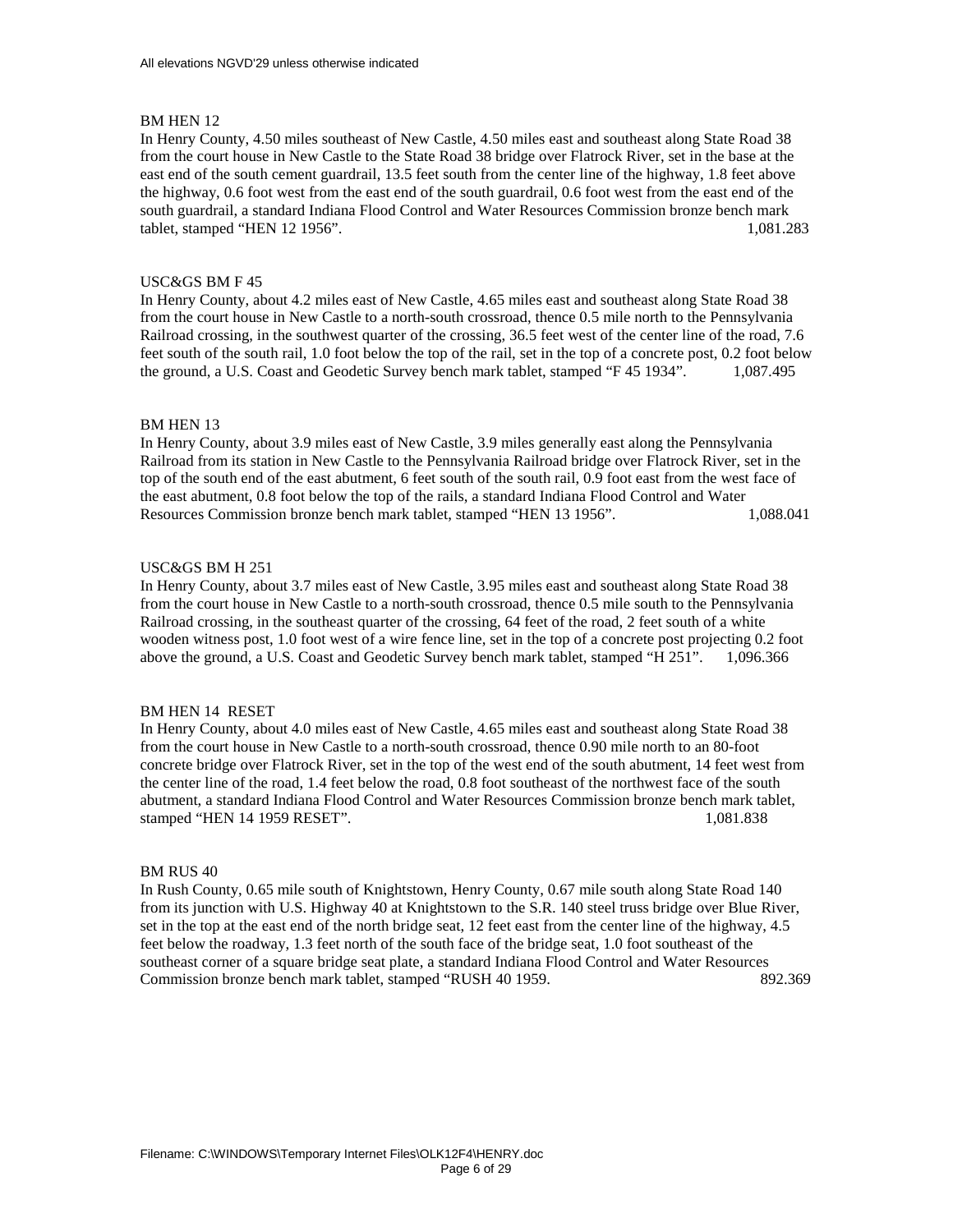All elevations NGVD'29 unless otherwise indicated

BM HEN 12

In Henry County, 4.50 miles southeast of New Castle, 4.50 miles east and southeast along State Road 38 from the court house in New Castle to the State Road 38 bridge over Flatrock River, set in the base at the east end of the south cement guardrail, 13.5 feet south from the center line of the highway, 1.8 feet above the highway, 0.6 foot west from the east end of the south guardrail, 0.6 foot west from the east end of the south guardrail, a standard Indiana Flood Control and Water Resources Commission bronze bench mark tablet, stamped "HEN 12 1956". 1,081.283

USC&GS BM F 45

In Henry County, about 4.2 miles east of New Castle, 4.65 miles east and southeast along State Road 38 from the court house in New Castle to a north-south crossroad, thence 0.5 mile north to the Pennsylvania Railroad crossing, in the southwest quarter of the crossing, 36.5 feet west of the center line of the road, 7.6 feet south of the south rail, 1.0 foot below the top of the rail, set in the top of a concrete post, 0.2 foot below the ground, a U.S. Coast and Geodetic Survey bench mark tablet, stamped "F 45 1934". 1,087.495

BM HEN 13

In Henry County, about 3.9 miles east of New Castle, 3.9 miles generally east along the Pennsylvania Railroad from its station in New Castle to the Pennsylvania Railroad bridge over Flatrock River, set in the top of the south end of the east abutment, 6 feet south of the south rail, 0.9 foot east from the west face of the east abutment, 0.8 foot below the top of the rails, a standard Indiana Flood Control and Water Resources Commission bronze bench mark tablet, stamped "HEN 13 1956". 1,088.041

USC&GS BM H 251

In Henry County, about 3.7 miles east of New Castle, 3.95 miles east and southeast along State Road 38 from the court house in New Castle to a north-south crossroad, thence 0.5 mile south to the Pennsylvania Railroad crossing, in the southeast quarter of the crossing, 64 feet of the road, 2 feet south of a white wooden witness post, 1.0 foot west of a wire fence line, set in the top of a concrete post projecting 0.2 foot above the ground, a U.S. Coast and Geodetic Survey bench mark tablet, stamped "H 251". 1,096.366

BM HEN 14 RESET

In Henry County, about 4.0 miles east of New Castle, 4.65 miles east and southeast along State Road 38 from the court house in New Castle to a north-south crossroad, thence 0.90 mile north to an 80-foot concrete bridge over Flatrock River, set in the top of the west end of the south abutment, 14 feet west from the center line of the road, 1.4 feet below the road, 0.8 foot southeast of the northwest face of the south abutment, a standard Indiana Flood Control and Water Resources Commission bronze bench mark tablet, stamped "HEN 14 1959 RESET". 1,081.838

BM RUS 40

In Rush County, 0.65 mile south of Knightstown, Henry County, 0.67 mile south along State Road 140 from its junction with U.S. Highway 40 at Knightstown to the S.R. 140 steel truss bridge over Blue River, set in the top at the east end of the north bridge seat, 12 feet east from the center line of the highway, 4.5 feet below the roadway, 1.3 feet north of the south face of the bridge seat, 1.0 foot southeast of the southeast corner of a square bridge seat plate, a standard Indiana Flood Control and Water Resources Commission bronze bench mark tablet, stamped "RUSH 40 1959. 892.369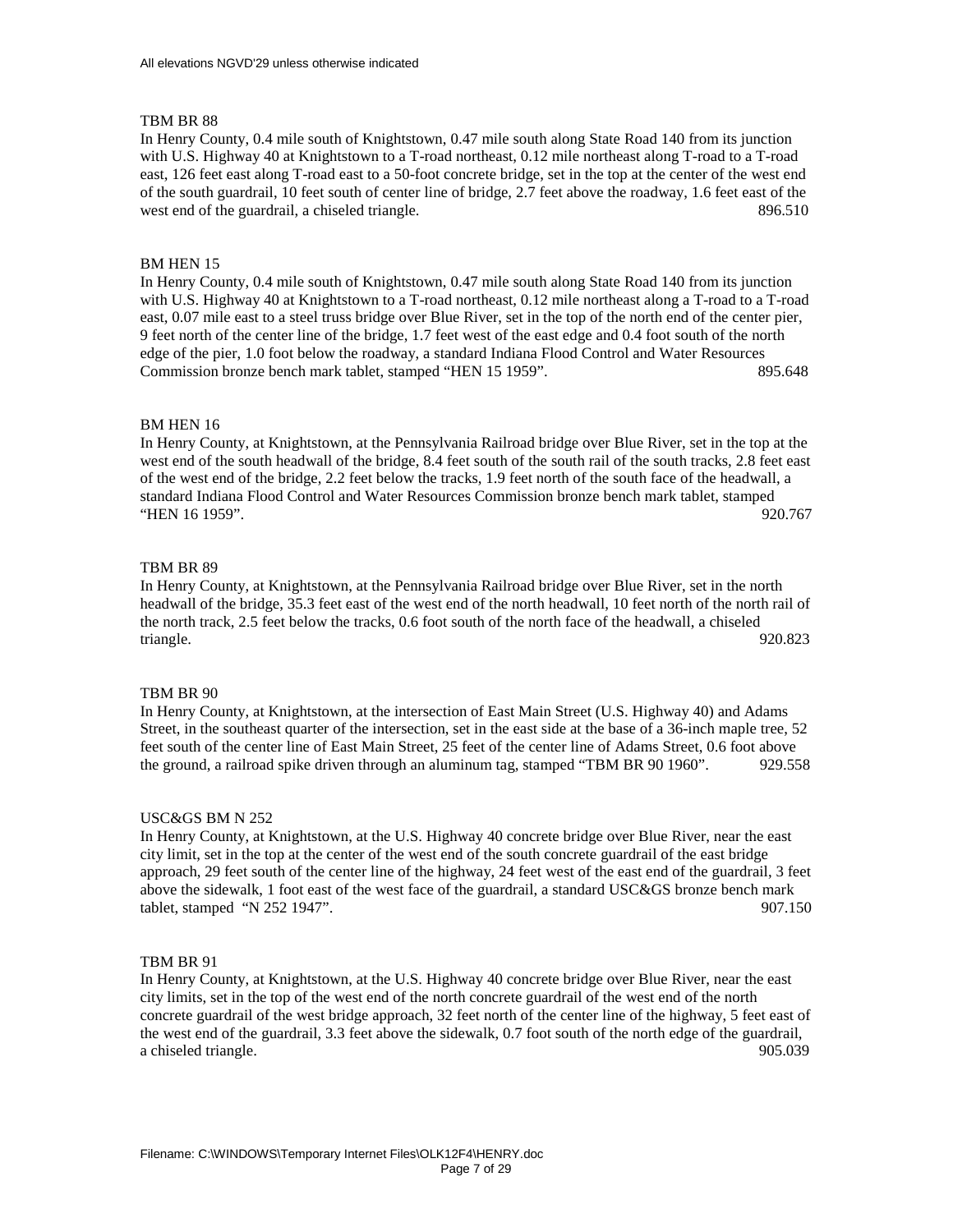All elevations NGVD'29 unless otherwise indicated

TBM BR 88
In Henry County, 0.4 mile south of Knightstown, 0.47 mile south along State Road 140 from its junction with U.S. Highway 40 at Knightstown to a T-road northeast, 0.12 mile northeast along T-road to a T-road east, 126 feet east along T-road east to a 50-foot concrete bridge, set in the top at the center of the west end of the south guardrail, 10 feet south of center line of bridge, 2.7 feet above the roadway, 1.6 feet east of the west end of the guardrail, a chiseled triangle. 896.510

BM HEN 15
In Henry County, 0.4 mile south of Knightstown, 0.47 mile south along State Road 140 from its junction with U.S. Highway 40 at Knightstown to a T-road northeast, 0.12 mile northeast along a T-road to a T-road east, 0.07 mile east to a steel truss bridge over Blue River, set in the top of the north end of the center pier, 9 feet north of the center line of the bridge, 1.7 feet west of the east edge and 0.4 foot south of the north edge of the pier, 1.0 foot below the roadway, a standard Indiana Flood Control and Water Resources Commission bronze bench mark tablet, stamped "HEN 15 1959". 895.648

BM HEN 16
In Henry County, at Knightstown, at the Pennsylvania Railroad bridge over Blue River, set in the top at the west end of the south headwall of the bridge, 8.4 feet south of the south rail of the south tracks, 2.8 feet east of the west end of the bridge, 2.2 feet below the tracks, 1.9 feet north of the south face of the headwall, a standard Indiana Flood Control and Water Resources Commission bronze bench mark tablet, stamped "HEN 16 1959". 920.767

TBM BR 89
In Henry County, at Knightstown, at the Pennsylvania Railroad bridge over Blue River, set in the north headwall of the bridge, 35.3 feet east of the west end of the north headwall, 10 feet north of the north rail of the north track, 2.5 feet below the tracks, 0.6 foot south of the north face of the headwall, a chiseled triangle. 920.823

TBM BR 90
In Henry County, at Knightstown, at the intersection of East Main Street (U.S. Highway 40) and Adams Street, in the southeast quarter of the intersection, set in the east side at the base of a 36-inch maple tree, 52 feet south of the center line of East Main Street, 25 feet of the center line of Adams Street, 0.6 foot above the ground, a railroad spike driven through an aluminum tag, stamped "TBM BR 90 1960". 929.558

USC&GS BM N 252
In Henry County, at Knightstown, at the U.S. Highway 40 concrete bridge over Blue River, near the east city limit, set in the top at the center of the west end of the south concrete guardrail of the east bridge approach, 29 feet south of the center line of the highway, 24 feet west of the east end of the guardrail, 3 feet above the sidewalk, 1 foot east of the west face of the guardrail, a standard USC&GS bronze bench mark tablet, stamped "N 252 1947". 907.150

TBM BR 91
In Henry County, at Knightstown, at the U.S. Highway 40 concrete bridge over Blue River, near the east city limits, set in the top of the west end of the north concrete guardrail of the west end of the north concrete guardrail of the west bridge approach, 32 feet north of the center line of the highway, 5 feet east of the west end of the guardrail, 3.3 feet above the sidewalk, 0.7 foot south of the north edge of the guardrail, a chiseled triangle. 905.039

Filename: C:\WINDOWS\Temporary Internet Files\OLK12F4\HENRY.doc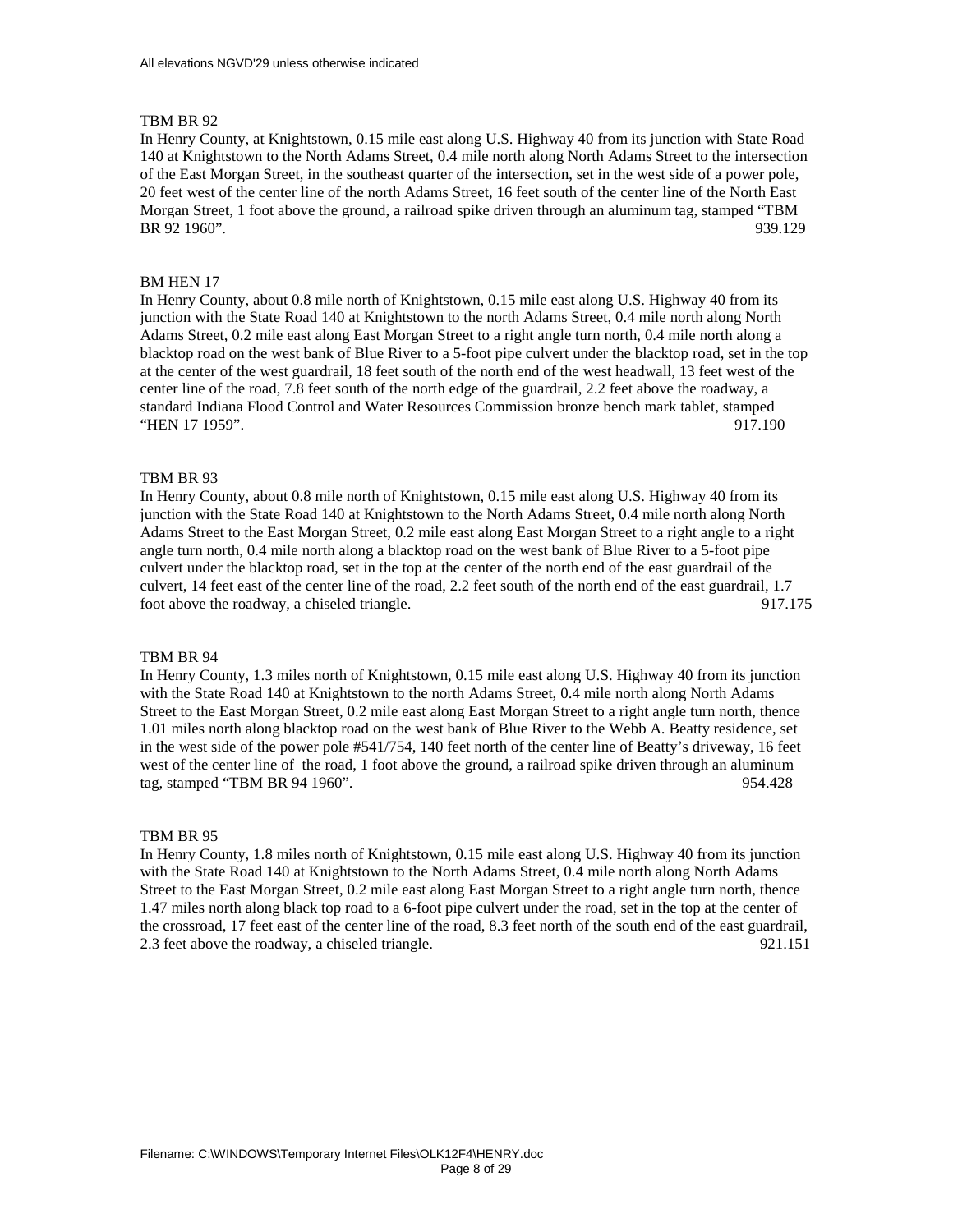All elevations NGVD'29 unless otherwise indicated

TBM BR 92

In Henry County, at Knightstown, 0.15 mile east along U.S. Highway 40 from its junction with State Road 140 at Knightstown to the North Adams Street, 0.4 mile north along North Adams Street to the intersection of the East Morgan Street, in the southeast quarter of the intersection, set in the west side of a power pole, 20 feet west of the center line of the north Adams Street, 16 feet south of the center line of the North East Morgan Street, 1 foot above the ground, a railroad spike driven through an aluminum tag, stamped "TBM BR 92 1960". 939.129

BM HEN 17

In Henry County, about 0.8 mile north of Knightstown, 0.15 mile east along U.S. Highway 40 from its junction with the State Road 140 at Knightstown to the north Adams Street, 0.4 mile north along North Adams Street, 0.2 mile east along East Morgan Street to a right angle turn north, 0.4 mile north along a blacktop road on the west bank of Blue River to a 5-foot pipe culvert under the blacktop road, set in the top at the center of the west guardrail, 18 feet south of the north end of the west headwall, 13 feet west of the center line of the road, 7.8 feet south of the north edge of the guardrail, 2.2 feet above the roadway, a standard Indiana Flood Control and Water Resources Commission bronze bench mark tablet, stamped "HEN 17 1959". 917.190

TBM BR 93

In Henry County, about 0.8 mile north of Knightstown, 0.15 mile east along U.S. Highway 40 from its junction with the State Road 140 at Knightstown to the North Adams Street, 0.4 mile north along North Adams Street to the East Morgan Street, 0.2 mile east along East Morgan Street to a right angle to a right angle turn north, 0.4 mile north along a blacktop road on the west bank of Blue River to a 5-foot pipe culvert under the blacktop road, set in the top at the center of the north end of the east guardrail of the culvert, 14 feet east of the center line of the road, 2.2 feet south of the north end of the east guardrail, 1.7 foot above the roadway, a chiseled triangle. 917.175

TBM BR 94

In Henry County, 1.3 miles north of Knightstown, 0.15 mile east along U.S. Highway 40 from its junction with the State Road 140 at Knightstown to the north Adams Street, 0.4 mile north along North Adams Street to the East Morgan Street, 0.2 mile east along East Morgan Street to a right angle turn north, thence 1.01 miles north along blacktop road on the west bank of Blue River to the Webb A. Beatty residence, set in the west side of the power pole #541/754, 140 feet north of the center line of Beatty's driveway, 16 feet west of the center line of the road, 1 foot above the ground, a railroad spike driven through an aluminum tag, stamped "TBM BR 94 1960". 954.428

TBM BR 95

In Henry County, 1.8 miles north of Knightstown, 0.15 mile east along U.S. Highway 40 from its junction with the State Road 140 at Knightstown to the North Adams Street, 0.4 mile north along North Adams Street to the East Morgan Street, 0.2 mile east along East Morgan Street to a right angle turn north, thence 1.47 miles north along black top road to a 6-foot pipe culvert under the road, set in the top at the center of the crossroad, 17 feet east of the center line of the road, 8.3 feet north of the south end of the east guardrail, 2.3 feet above the roadway, a chiseled triangle. 921.151

Filename: C:\WINDOWS\Temporary Internet Files\OLK12F4\HENRY.doc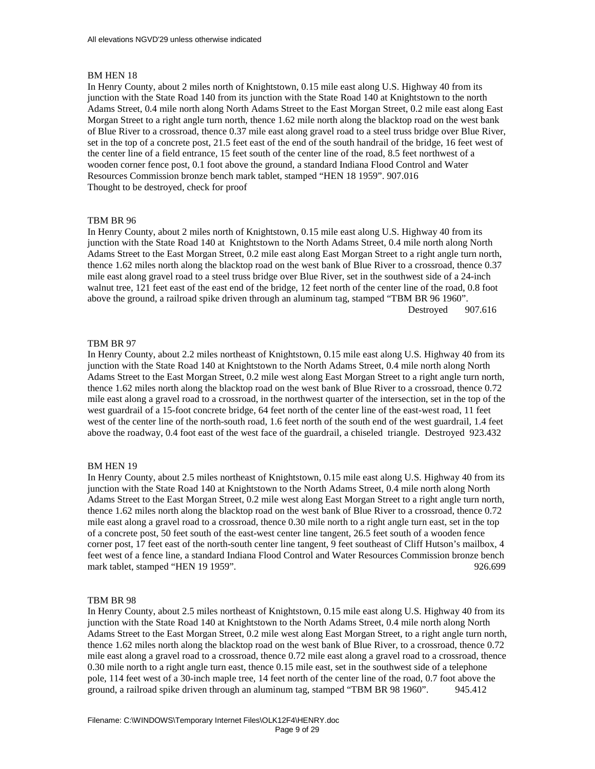All elevations NGVD'29 unless otherwise indicated

BM HEN 18

In Henry County, about 2 miles north of Knightstown, 0.15 mile east along U.S. Highway 40 from its junction with the State Road 140 from its junction with the State Road 140 at Knightstown to the north Adams Street, 0.4 mile north along North Adams Street to the East Morgan Street, 0.2 mile east along East Morgan Street to a right angle turn north, thence 1.62 mile north along the blacktop road on the west bank of Blue River to a crossroad, thence 0.37 mile east along gravel road to a steel truss bridge over Blue River, set in the top of a concrete post, 21.5 feet east of the end of the south handrail of the bridge, 16 feet west of the center line of a field entrance, 15 feet south of the center line of the road, 8.5 feet northwest of a wooden corner fence post, 0.1 foot above the ground, a standard Indiana Flood Control and Water Resources Commission bronze bench mark tablet, stamped "HEN 18 1959". 907.016
Thought to be destroyed, check for proof

TBM BR 96

In Henry County, about 2 miles north of Knightstown, 0.15 mile east along U.S. Highway 40 from its junction with the State Road 140 at Knightstown to the North Adams Street, 0.4 mile north along North Adams Street to the East Morgan Street, 0.2 mile east along East Morgan Street to a right angle turn north, thence 1.62 miles north along the blacktop road on the west bank of Blue River to a crossroad, thence 0.37 mile east along gravel road to a steel truss bridge over Blue River, set in the southwest side of a 24-inch walnut tree, 121 feet east of the east end of the bridge, 12 feet north of the center line of the road, 0.8 foot above the ground, a railroad spike driven through an aluminum tag, stamped "TBM BR 96 1960".
Destroyed 907.616

TBM BR 97

In Henry County, about 2.2 miles northeast of Knightstown, 0.15 mile east along U.S. Highway 40 from its junction with the State Road 140 at Knightstown to the North Adams Street, 0.4 mile north along North Adams Street to the East Morgan Street, 0.2 mile west along East Morgan Street to a right angle turn north, thence 1.62 miles north along the blacktop road on the west bank of Blue River to a crossroad, thence 0.72 mile east along a gravel road to a crossroad, in the northwest quarter of the intersection, set in the top of the west guardrail of a 15-foot concrete bridge, 64 feet north of the center line of the east-west road, 11 feet west of the center line of the north-south road, 1.6 feet north of the south end of the west guardrail, 1.4 feet above the roadway, 0.4 foot east of the west face of the guardrail, a chiseled triangle. Destroyed 923.432

BM HEN 19

In Henry County, about 2.5 miles northeast of Knightstown, 0.15 mile east along U.S. Highway 40 from its junction with the State Road 140 at Knightstown to the North Adams Street, 0.4 mile north along North Adams Street to the East Morgan Street, 0.2 mile west along East Morgan Street to a right angle turn north, thence 1.62 miles north along the blacktop road on the west bank of Blue River to a crossroad, thence 0.72 mile east along a gravel road to a crossroad, thence 0.30 mile north to a right angle turn east, set in the top of a concrete post, 50 feet south of the east-west center line tangent, 26.5 feet south of a wooden fence corner post, 17 feet east of the north-south center line tangent, 9 feet southeast of Cliff Hutson's mailbox, 4 feet west of a fence line, a standard Indiana Flood Control and Water Resources Commission bronze bench mark tablet, stamped "HEN 19 1959". 926.699

TBM BR 98

In Henry County, about 2.5 miles northeast of Knightstown, 0.15 mile east along U.S. Highway 40 from its junction with the State Road 140 at Knightstown to the North Adams Street, 0.4 mile north along North Adams Street to the East Morgan Street, 0.2 mile west along East Morgan Street, to a right angle turn north, thence 1.62 miles north along the blacktop road on the west bank of Blue River, to a crossroad, thence 0.72 mile east along a gravel road to a crossroad, thence 0.72 mile east along a gravel road to a crossroad, thence 0.30 mile north to a right angle turn east, thence 0.15 mile east, set in the southwest side of a telephone pole, 114 feet west of a 30-inch maple tree, 14 feet north of the center line of the road, 0.7 foot above the ground, a railroad spike driven through an aluminum tag, stamped "TBM BR 98 1960". 945.412

Filename: C:\WINDOWS\Temporary Internet Files\OLK12F4\HENRY.doc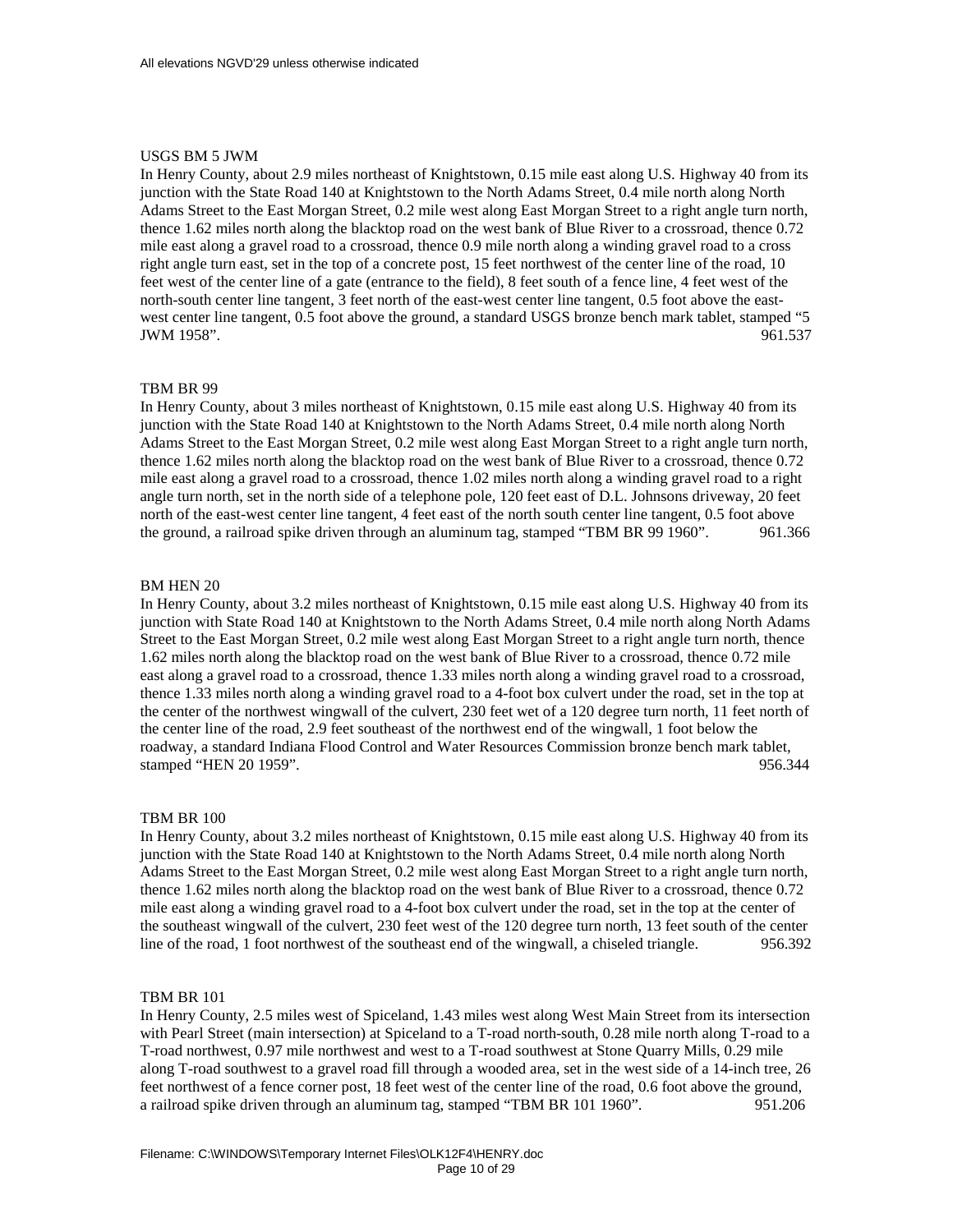All elevations NGVD'29 unless otherwise indicated

USGS BM 5 JWM

In Henry County, about 2.9 miles northeast of Knightstown, 0.15 mile east along U.S. Highway 40 from its junction with the State Road 140 at Knightstown to the North Adams Street, 0.4 mile north along North Adams Street to the East Morgan Street, 0.2 mile west along East Morgan Street to a right angle turn north, thence 1.62 miles north along the blacktop road on the west bank of Blue River to a crossroad, thence 0.72 mile east along a gravel road to a crossroad, thence 0.9 mile north along a winding gravel road to a cross right angle turn east, set in the top of a concrete post, 15 feet northwest of the center line of the road, 10 feet west of the center line of a gate (entrance to the field), 8 feet south of a fence line, 4 feet west of the north-south center line tangent, 3 feet north of the east-west center line tangent, 0.5 foot above the east-west center line tangent, 0.5 foot above the ground, a standard USGS bronze bench mark tablet, stamped "5 JWM 1958". 961.537

TBM BR 99

In Henry County, about 3 miles northeast of Knightstown, 0.15 mile east along U.S. Highway 40 from its junction with the State Road 140 at Knightstown to the North Adams Street, 0.4 mile north along North Adams Street to the East Morgan Street, 0.2 mile west along East Morgan Street to a right angle turn north, thence 1.62 miles north along the blacktop road on the west bank of Blue River to a crossroad, thence 0.72 mile east along a gravel road to a crossroad, thence 1.02 miles north along a winding gravel road to a right angle turn north, set in the north side of a telephone pole, 120 feet east of D.L. Johnsons driveway, 20 feet north of the east-west center line tangent, 4 feet east of the north south center line tangent, 0.5 foot above the ground, a railroad spike driven through an aluminum tag, stamped "TBM BR 99 1960". 961.366

BM HEN 20

In Henry County, about 3.2 miles northeast of Knightstown, 0.15 mile east along U.S. Highway 40 from its junction with State Road 140 at Knightstown to the North Adams Street, 0.4 mile north along North Adams Street to the East Morgan Street, 0.2 mile west along East Morgan Street to a right angle turn north, thence 1.62 miles north along the blacktop road on the west bank of Blue River to a crossroad, thence 0.72 mile east along a gravel road to a crossroad, thence 1.33 miles north along a winding gravel road to a crossroad, thence 1.33 miles north along a winding gravel road to a 4-foot box culvert under the road, set in the top at the center of the northwest wingwall of the culvert, 230 feet wet of a 120 degree turn north, 11 feet north of the center line of the road, 2.9 feet southeast of the northwest end of the wingwall, 1 foot below the roadway, a standard Indiana Flood Control and Water Resources Commission bronze bench mark tablet, stamped "HEN 20 1959". 956.344

TBM BR 100

In Henry County, about 3.2 miles northeast of Knightstown, 0.15 mile east along U.S. Highway 40 from its junction with the State Road 140 at Knightstown to the North Adams Street, 0.4 mile north along North Adams Street to the East Morgan Street, 0.2 mile west along East Morgan Street to a right angle turn north, thence 1.62 miles north along the blacktop road on the west bank of Blue River to a crossroad, thence 0.72 mile east along a winding gravel road to a 4-foot box culvert under the road, set in the top at the center of the southeast wingwall of the culvert, 230 feet west of the 120 degree turn north, 13 feet south of the center line of the road, 1 foot northwest of the southeast end of the wingwall, a chiseled triangle. 956.392

TBM BR 101

In Henry County, 2.5 miles west of Spiceland, 1.43 miles west along West Main Street from its intersection with Pearl Street (main intersection) at Spiceland to a T-road north-south, 0.28 mile north along T-road to a T-road northwest, 0.97 mile northwest and west to a T-road southwest at Stone Quarry Mills, 0.29 mile along T-road southwest to a gravel road fill through a wooded area, set in the west side of a 14-inch tree, 26 feet northwest of a fence corner post, 18 feet west of the center line of the road, 0.6 foot above the ground, a railroad spike driven through an aluminum tag, stamped "TBM BR 101 1960". 951.206

Filename: C:\WINDOWS\Temporary Internet Files\OLK12F4\HENRY.doc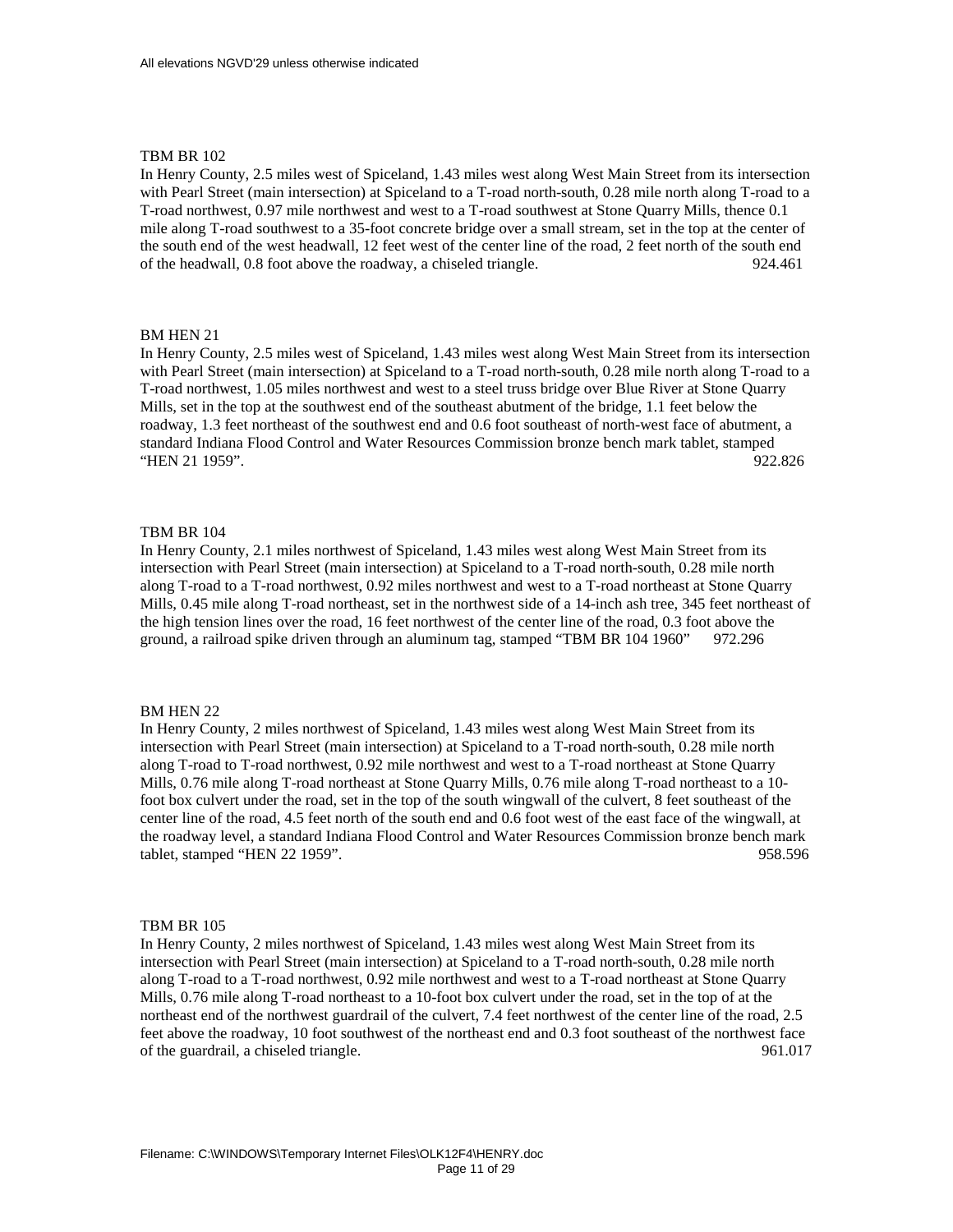TBM BR 102

In Henry County, 2.5 miles west of Spiceland, 1.43 miles west along West Main Street from its intersection with Pearl Street (main intersection) at Spiceland to a T-road north-south, 0.28 mile north along T-road to a T-road northwest, 0.97 mile northwest and west to a T-road southwest at Stone Quarry Mills, thence 0.1 mile along T-road southwest to a 35-foot concrete bridge over a small stream, set in the top at the center of the south end of the west headwall, 12 feet west of the center line of the road, 2 feet north of the south end of the headwall, 0.8 foot above the roadway, a chiseled triangle. 924.461

BM HEN 21

In Henry County, 2.5 miles west of Spiceland, 1.43 miles west along West Main Street from its intersection with Pearl Street (main intersection) at Spiceland to a T-road north-south, 0.28 mile north along T-road to a T-road northwest, 1.05 miles northwest and west to a steel truss bridge over Blue River at Stone Quarry Mills, set in the top at the southwest end of the southeast abutment of the bridge, 1.1 feet below the roadway, 1.3 feet northeast of the southwest end and 0.6 foot southeast of north-west face of abutment, a standard Indiana Flood Control and Water Resources Commission bronze bench mark tablet, stamped "HEN 21 1959". 922.826

TBM BR 104

In Henry County, 2.1 miles northwest of Spiceland, 1.43 miles west along West Main Street from its intersection with Pearl Street (main intersection) at Spiceland to a T-road north-south, 0.28 mile north along T-road to a T-road northwest, 0.92 miles northwest and west to a T-road northeast at Stone Quarry Mills, 0.45 mile along T-road northeast, set in the northwest side of a 14-inch ash tree, 345 feet northeast of the high tension lines over the road, 16 feet northwest of the center line of the road, 0.3 foot above the ground, a railroad spike driven through an aluminum tag, stamped "TBM BR 104 1960" 972.296

BM HEN 22

In Henry County, 2 miles northwest of Spiceland, 1.43 miles west along West Main Street from its intersection with Pearl Street (main intersection) at Spiceland to a T-road north-south, 0.28 mile north along T-road to T-road northwest, 0.92 mile northwest and west to a T-road northeast at Stone Quarry Mills, 0.76 mile along T-road northeast at Stone Quarry Mills, 0.76 mile along T-road northeast to a 10-foot box culvert under the road, set in the top of the south wingwall of the culvert, 8 feet southeast of the center line of the road, 4.5 feet north of the south end and 0.6 foot west of the east face of the wingwall, at the roadway level, a standard Indiana Flood Control and Water Resources Commission bronze bench mark tablet, stamped "HEN 22 1959". 958.596

TBM BR 105

In Henry County, 2 miles northwest of Spiceland, 1.43 miles west along West Main Street from its intersection with Pearl Street (main intersection) at Spiceland to a T-road north-south, 0.28 mile north along T-road to a T-road northwest, 0.92 mile northwest and west to a T-road northeast at Stone Quarry Mills, 0.76 mile along T-road northeast to a 10-foot box culvert under the road, set in the top of at the northeast end of the northwest guardrail of the culvert, 7.4 feet northwest of the center line of the road, 2.5 feet above the roadway, 10 foot southwest of the northeast end and 0.3 foot southeast of the northwest face of the guardrail, a chiseled triangle. 961.017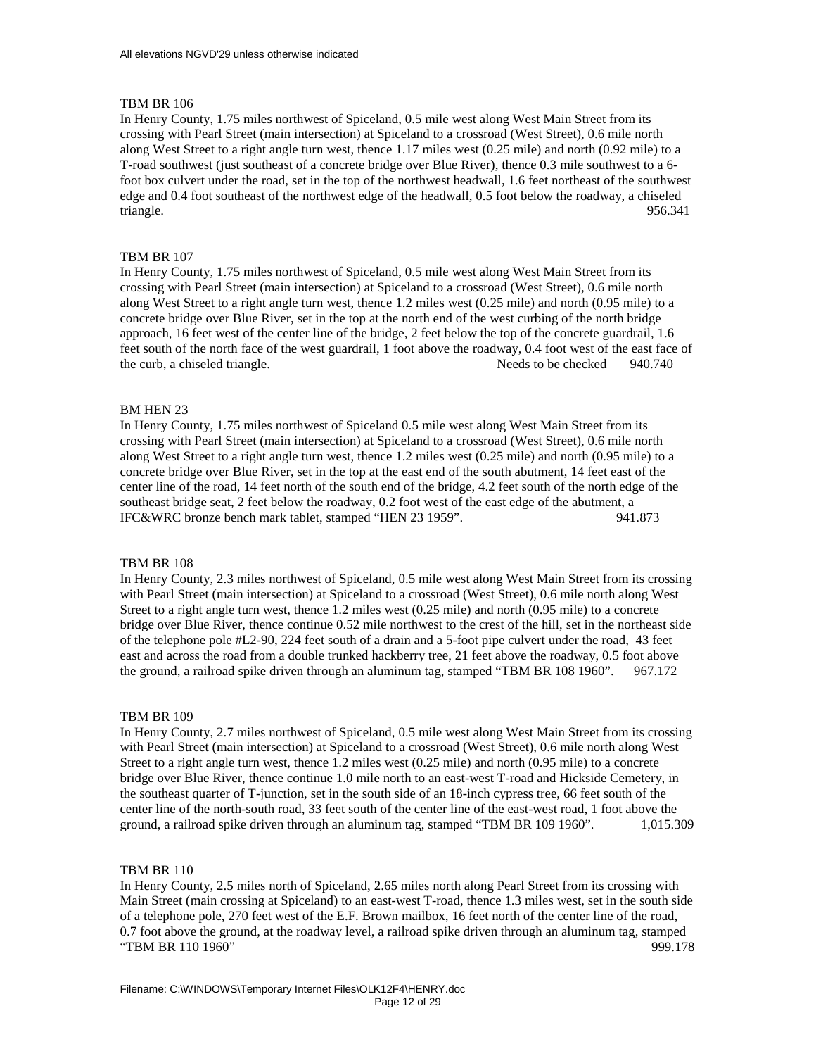All elevations NGVD'29 unless otherwise indicated

TBM BR 106

In Henry County, 1.75 miles northwest of Spiceland, 0.5 mile west along West Main Street from its crossing with Pearl Street (main intersection) at Spiceland to a crossroad (West Street), 0.6 mile north along West Street to a right angle turn west, thence 1.17 miles west (0.25 mile) and north (0.92 mile) to a T-road southwest (just southeast of a concrete bridge over Blue River), thence 0.3 mile southwest to a 6-foot box culvert under the road, set in the top of the northwest headwall, 1.6 feet northeast of the southwest edge and 0.4 foot southeast of the northwest edge of the headwall, 0.5 foot below the roadway, a chiseled triangle. 956.341

TBM BR 107

In Henry County, 1.75 miles northwest of Spiceland, 0.5 mile west along West Main Street from its crossing with Pearl Street (main intersection) at Spiceland to a crossroad (West Street), 0.6 mile north along West Street to a right angle turn west, thence 1.2 miles west (0.25 mile) and north (0.95 mile) to a concrete bridge over Blue River, set in the top at the north end of the west curbing of the north bridge approach, 16 feet west of the center line of the bridge, 2 feet below the top of the concrete guardrail, 1.6 feet south of the north face of the west guardrail, 1 foot above the roadway, 0.4 foot west of the east face of the curb, a chiseled triangle. Needs to be checked 940.740

BM HEN 23

In Henry County, 1.75 miles northwest of Spiceland 0.5 mile west along West Main Street from its crossing with Pearl Street (main intersection) at Spiceland to a crossroad (West Street), 0.6 mile north along West Street to a right angle turn west, thence 1.2 miles west (0.25 mile) and north (0.95 mile) to a concrete bridge over Blue River, set in the top at the east end of the south abutment, 14 feet east of the center line of the road, 14 feet north of the south end of the bridge, 4.2 feet south of the north edge of the southeast bridge seat, 2 feet below the roadway, 0.2 foot west of the east edge of the abutment, a IFC&WRC bronze bench mark tablet, stamped "HEN 23 1959". 941.873

TBM BR 108

In Henry County, 2.3 miles northwest of Spiceland, 0.5 mile west along West Main Street from its crossing with Pearl Street (main intersection) at Spiceland to a crossroad (West Street), 0.6 mile north along West Street to a right angle turn west, thence 1.2 miles west (0.25 mile) and north (0.95 mile) to a concrete bridge over Blue River, thence continue 0.52 mile northwest to the crest of the hill, set in the northeast side of the telephone pole #L2-90, 224 feet south of a drain and a 5-foot pipe culvert under the road, 43 feet east and across the road from a double trunked hackberry tree, 21 feet above the roadway, 0.5 foot above the ground, a railroad spike driven through an aluminum tag, stamped "TBM BR 108 1960". 967.172

TBM BR 109

In Henry County, 2.7 miles northwest of Spiceland, 0.5 mile west along West Main Street from its crossing with Pearl Street (main intersection) at Spiceland to a crossroad (West Street), 0.6 mile north along West Street to a right angle turn west, thence 1.2 miles west (0.25 mile) and north (0.95 mile) to a concrete bridge over Blue River, thence continue 1.0 mile north to an east-west T-road and Hickside Cemetery, in the southeast quarter of T-junction, set in the south side of an 18-inch cypress tree, 66 feet south of the center line of the north-south road, 33 feet south of the center line of the east-west road, 1 foot above the ground, a railroad spike driven through an aluminum tag, stamped "TBM BR 109 1960". 1,015.309

TBM BR 110

In Henry County, 2.5 miles north of Spiceland, 2.65 miles north along Pearl Street from its crossing with Main Street (main crossing at Spiceland) to an east-west T-road, thence 1.3 miles west, set in the south side of a telephone pole, 270 feet west of the E.F. Brown mailbox, 16 feet north of the center line of the road, 0.7 foot above the ground, at the roadway level, a railroad spike driven through an aluminum tag, stamped "TBM BR 110 1960" 999.178

Filename: C:\WINDOWS\Temporary Internet Files\OLK12F4\HENRY.doc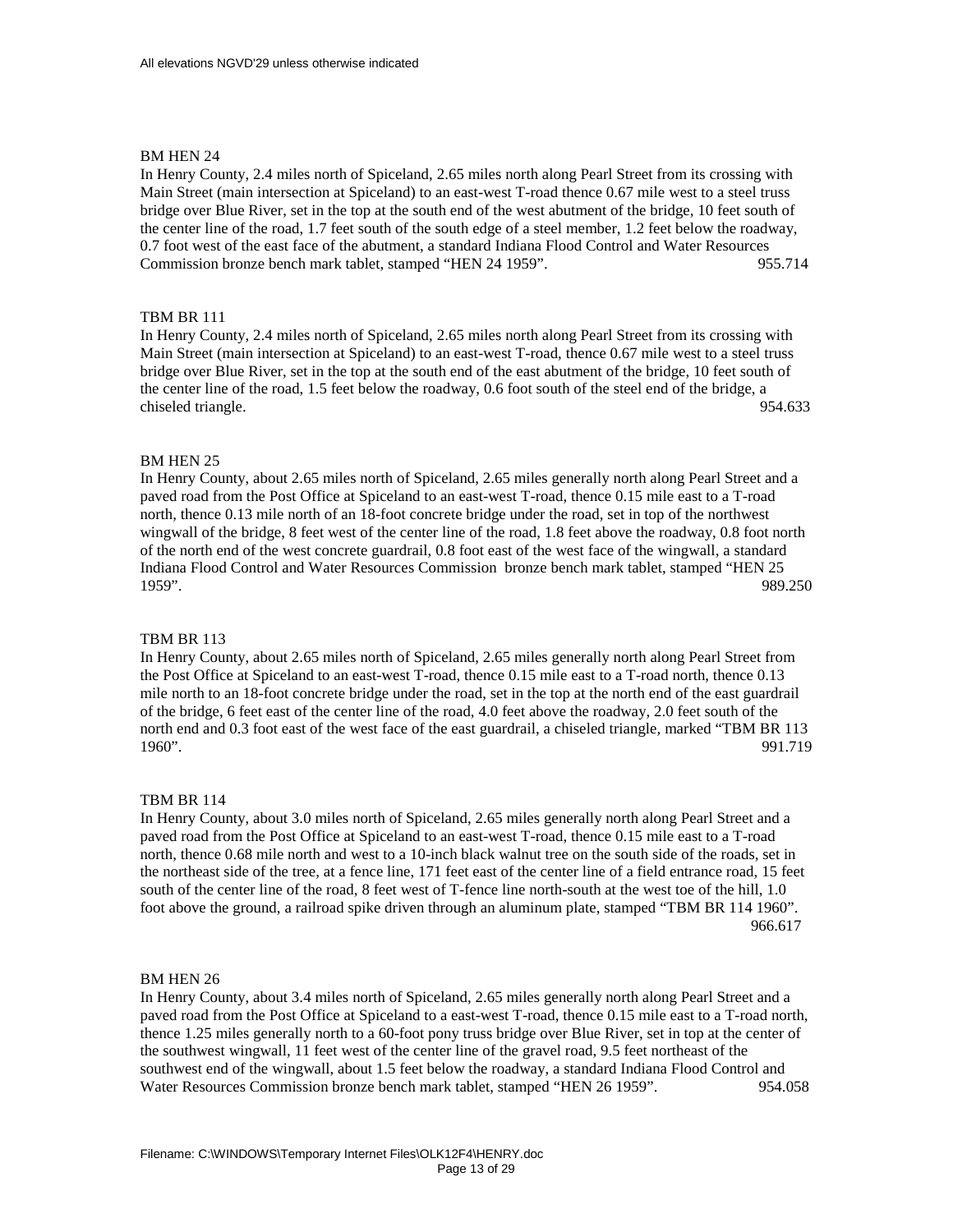All elevations NGVD'29 unless otherwise indicated

BM HEN 24

In Henry County, 2.4 miles north of Spiceland, 2.65 miles north along Pearl Street from its crossing with Main Street (main intersection at Spiceland) to an east-west T-road thence 0.67 mile west to a steel truss bridge over Blue River, set in the top at the south end of the west abutment of the bridge, 10 feet south of the center line of the road, 1.7 feet south of the south edge of a steel member, 1.2 feet below the roadway, 0.7 foot west of the east face of the abutment, a standard Indiana Flood Control and Water Resources Commission bronze bench mark tablet, stamped “HEN 24 1959”. 955.714

TBM BR 111

In Henry County, 2.4 miles north of Spiceland, 2.65 miles north along Pearl Street from its crossing with Main Street (main intersection at Spiceland) to an east-west T-road, thence 0.67 mile west to a steel truss bridge over Blue River, set in the top at the south end of the east abutment of the bridge, 10 feet south of the center line of the road, 1.5 feet below the roadway, 0.6 foot south of the steel end of the bridge, a chiseled triangle. 954.633

BM HEN 25

In Henry County, about 2.65 miles north of Spiceland, 2.65 miles generally north along Pearl Street and a paved road from the Post Office at Spiceland to an east-west T-road, thence 0.15 mile east to a T-road north, thence 0.13 mile north of an 18-foot concrete bridge under the road, set in top of the northwest wingwall of the bridge, 8 feet west of the center line of the road, 1.8 feet above the roadway, 0.8 foot north of the north end of the west concrete guardrail, 0.8 foot east of the west face of the wingwall, a standard Indiana Flood Control and Water Resources Commission bronze bench mark tablet, stamped “HEN 25 1959”. 989.250

TBM BR 113

In Henry County, about 2.65 miles north of Spiceland, 2.65 miles generally north along Pearl Street from the Post Office at Spiceland to an east-west T-road, thence 0.15 mile east to a T-road north, thence 0.13 mile north to an 18-foot concrete bridge under the road, set in the top at the north end of the east guardrail of the bridge, 6 feet east of the center line of the road, 4.0 feet above the roadway, 2.0 feet south of the north end and 0.3 foot east of the west face of the east guardrail, a chiseled triangle, marked “TBM BR 113 1960”. 991.719

TBM BR 114

In Henry County, about 3.0 miles north of Spiceland, 2.65 miles generally north along Pearl Street and a paved road from the Post Office at Spiceland to an east-west T-road, thence 0.15 mile east to a T-road north, thence 0.68 mile north and west to a 10-inch black walnut tree on the south side of the roads, set in the northeast side of the tree, at a fence line, 171 feet east of the center line of a field entrance road, 15 feet south of the center line of the road, 8 feet west of T-fence line north-south at the west toe of the hill, 1.0 foot above the ground, a railroad spike driven through an aluminum plate, stamped “TBM BR 114 1960”. 966.617

BM HEN 26

In Henry County, about 3.4 miles north of Spiceland, 2.65 miles generally north along Pearl Street and a paved road from the Post Office at Spiceland to a east-west T-road, thence 0.15 mile east to a T-road north, thence 1.25 miles generally north to a 60-foot pony truss bridge over Blue River, set in top at the center of the southwest wingwall, 11 feet west of the center line of the gravel road, 9.5 feet northeast of the southwest end of the wingwall, about 1.5 feet below the roadway, a standard Indiana Flood Control and Water Resources Commission bronze bench mark tablet, stamped “HEN 26 1959”. 954.058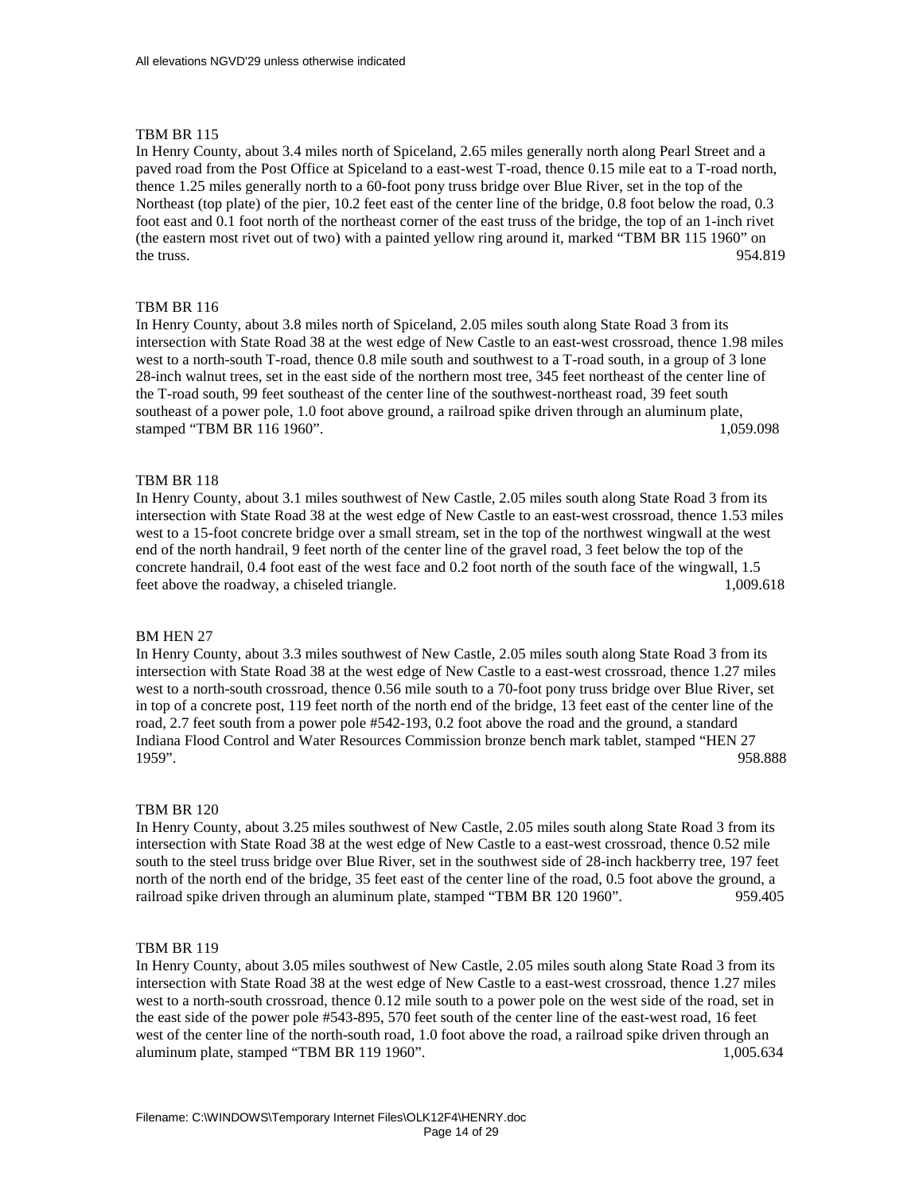All elevations NGVD'29 unless otherwise indicated

TBM BR 115
In Henry County, about 3.4 miles north of Spiceland, 2.65 miles generally north along Pearl Street and a paved road from the Post Office at Spiceland to a east-west T-road, thence 0.15 mile eat to a T-road north, thence 1.25 miles generally north to a 60-foot pony truss bridge over Blue River, set in the top of the Northeast (top plate) of the pier, 10.2 feet east of the center line of the bridge, 0.8 foot below the road, 0.3 foot east and 0.1 foot north of the northeast corner of the east truss of the bridge, the top of an 1-inch rivet (the eastern most rivet out of two) with a painted yellow ring around it, marked “TBM BR 115 1960” on the truss. 954.819

TBM BR 116
In Henry County, about 3.8 miles north of Spiceland, 2.05 miles south along State Road 3 from its intersection with State Road 38 at the west edge of New Castle to an east-west crossroad, thence 1.98 miles west to a north-south T-road, thence 0.8 mile south and southwest to a T-road south, in a group of 3 lone 28-inch walnut trees, set in the east side of the northern most tree, 345 feet northeast of the center line of the T-road south, 99 feet southeast of the center line of the southwest-northeast road, 39 feet south southeast of a power pole, 1.0 foot above ground, a railroad spike driven through an aluminum plate, stamped “TBM BR 116 1960”. 1,059.098

TBM BR 118
In Henry County, about 3.1 miles southwest of New Castle, 2.05 miles south along State Road 3 from its intersection with State Road 38 at the west edge of New Castle to an east-west crossroad, thence 1.53 miles west to a 15-foot concrete bridge over a small stream, set in the top of the northwest wingwall at the west end of the north handrail, 9 feet north of the center line of the gravel road, 3 feet below the top of the concrete handrail, 0.4 foot east of the west face and 0.2 foot north of the south face of the wingwall, 1.5 feet above the roadway, a chiseled triangle. 1,009.618

BM HEN 27
In Henry County, about 3.3 miles southwest of New Castle, 2.05 miles south along State Road 3 from its intersection with State Road 38 at the west edge of New Castle to a east-west crossroad, thence 1.27 miles west to a north-south crossroad, thence 0.56 mile south to a 70-foot pony truss bridge over Blue River, set in top of a concrete post, 119 feet north of the north end of the bridge, 13 feet east of the center line of the road, 2.7 feet south from a power pole #542-193, 0.2 foot above the road and the ground, a standard Indiana Flood Control and Water Resources Commission bronze bench mark tablet, stamped “HEN 27 1959”. 958.888

TBM BR 120
In Henry County, about 3.25 miles southwest of New Castle, 2.05 miles south along State Road 3 from its intersection with State Road 38 at the west edge of New Castle to a east-west crossroad, thence 0.52 mile south to the steel truss bridge over Blue River, set in the southwest side of 28-inch hackberry tree, 197 feet north of the north end of the bridge, 35 feet east of the center line of the road, 0.5 foot above the ground, a railroad spike driven through an aluminum plate, stamped “TBM BR 120 1960”. 959.405

TBM BR 119
In Henry County, about 3.05 miles southwest of New Castle, 2.05 miles south along State Road 3 from its intersection with State Road 38 at the west edge of New Castle to a east-west crossroad, thence 1.27 miles west to a north-south crossroad, thence 0.12 mile south to a power pole on the west side of the road, set in the east side of the power pole #543-895, 570 feet south of the center line of the east-west road, 16 feet west of the center line of the north-south road, 1.0 foot above the road, a railroad spike driven through an aluminum plate, stamped “TBM BR 119 1960”. 1,005.634

Filename: C:\WINDOWS\Temporary Internet Files\OLK12F4\HENRY.doc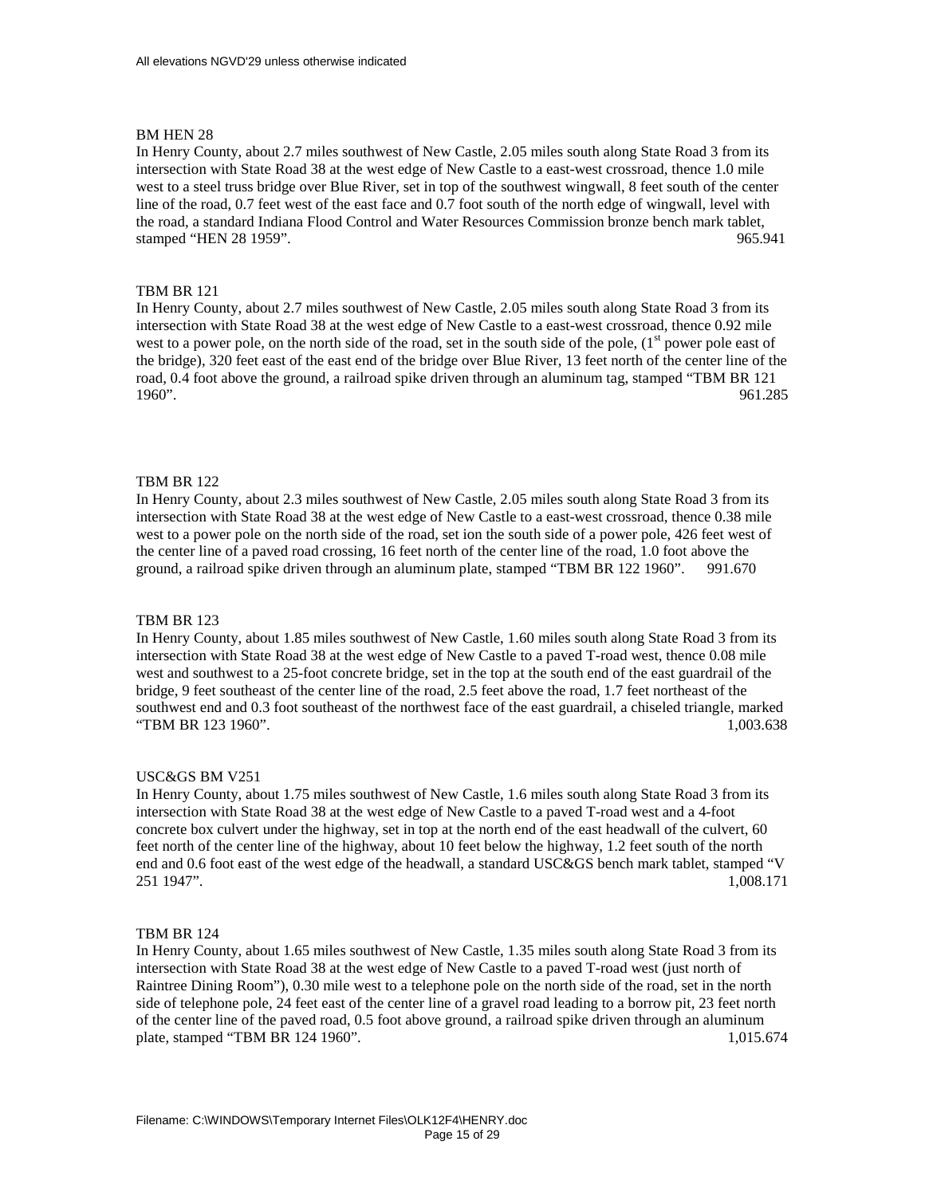All elevations NGVD'29 unless otherwise indicated

BM HEN 28

In Henry County, about 2.7 miles southwest of New Castle, 2.05 miles south along State Road 3 from its intersection with State Road 38 at the west edge of New Castle to a east-west crossroad, thence 1.0 mile west to a steel truss bridge over Blue River, set in top of the southwest wingwall, 8 feet south of the center line of the road, 0.7 feet west of the east face and 0.7 foot south of the north edge of wingwall, level with the road, a standard Indiana Flood Control and Water Resources Commission bronze bench mark tablet, stamped "HEN 28 1959". 965.941

TBM BR 121

In Henry County, about 2.7 miles southwest of New Castle, 2.05 miles south along State Road 3 from its intersection with State Road 38 at the west edge of New Castle to a east-west crossroad, thence 0.92 mile west to a power pole, on the north side of the road, set in the south side of the pole, (1st power pole east of the bridge), 320 feet east of the east end of the bridge over Blue River, 13 feet north of the center line of the road, 0.4 foot above the ground, a railroad spike driven through an aluminum tag, stamped "TBM BR 121 1960". 961.285

TBM BR 122

In Henry County, about 2.3 miles southwest of New Castle, 2.05 miles south along State Road 3 from its intersection with State Road 38 at the west edge of New Castle to a east-west crossroad, thence 0.38 mile west to a power pole on the north side of the road, set ion the south side of a power pole, 426 feet west of the center line of a paved road crossing, 16 feet north of the center line of the road, 1.0 foot above the ground, a railroad spike driven through an aluminum plate, stamped "TBM BR 122 1960". 991.670

TBM BR 123

In Henry County, about 1.85 miles southwest of New Castle, 1.60 miles south along State Road 3 from its intersection with State Road 38 at the west edge of New Castle to a paved T-road west, thence 0.08 mile west and southwest to a 25-foot concrete bridge, set in the top at the south end of the east guardrail of the bridge, 9 feet southeast of the center line of the road, 2.5 feet above the road, 1.7 feet northeast of the southwest end and 0.3 foot southeast of the northwest face of the east guardrail, a chiseled triangle, marked "TBM BR 123 1960". 1,003.638

USC&GS BM V251

In Henry County, about 1.75 miles southwest of New Castle, 1.6 miles south along State Road 3 from its intersection with State Road 38 at the west edge of New Castle to a paved T-road west and a 4-foot concrete box culvert under the highway, set in top at the north end of the east headwall of the culvert, 60 feet north of the center line of the highway, about 10 feet below the highway, 1.2 feet south of the north end and 0.6 foot east of the west edge of the headwall, a standard USC&GS bench mark tablet, stamped "V 251 1947". 1,008.171

TBM BR 124

In Henry County, about 1.65 miles southwest of New Castle, 1.35 miles south along State Road 3 from its intersection with State Road 38 at the west edge of New Castle to a paved T-road west (just north of Raintree Dining Room"), 0.30 mile west to a telephone pole on the north side of the road, set in the north side of telephone pole, 24 feet east of the center line of a gravel road leading to a borrow pit, 23 feet north of the center line of the paved road, 0.5 foot above ground, a railroad spike driven through an aluminum plate, stamped "TBM BR 124 1960". 1,015.674

Filename: C:\WINDOWS\Temporary Internet Files\OLK12F4\HENRY.doc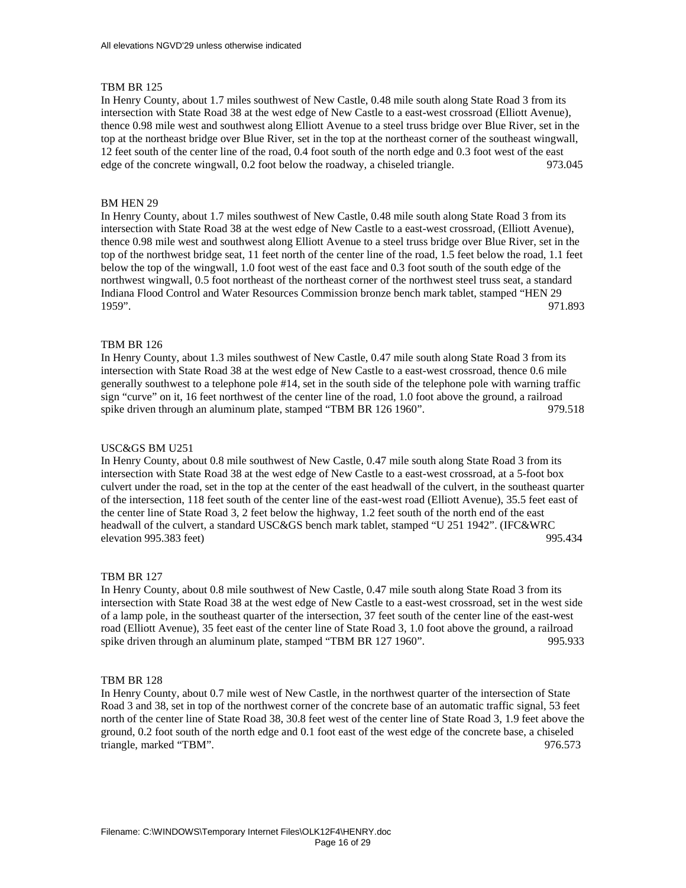All elevations NGVD'29 unless otherwise indicated

TBM BR 125

In Henry County, about 1.7 miles southwest of New Castle, 0.48 mile south along State Road 3 from its intersection with State Road 38 at the west edge of New Castle to a east-west crossroad (Elliott Avenue), thence 0.98 mile west and southwest along Elliott Avenue to a steel truss bridge over Blue River, set in the top at the northeast bridge over Blue River, set in the top at the northeast corner of the southeast wingwall, 12 feet south of the center line of the road, 0.4 foot south of the north edge and 0.3 foot west of the east edge of the concrete wingwall, 0.2 foot below the roadway, a chiseled triangle. 973.045

BM HEN 29

In Henry County, about 1.7 miles southwest of New Castle, 0.48 mile south along State Road 3 from its intersection with State Road 38 at the west edge of New Castle to a east-west crossroad, (Elliott Avenue), thence 0.98 mile west and southwest along Elliott Avenue to a steel truss bridge over Blue River, set in the top of the northwest bridge seat, 11 feet north of the center line of the road, 1.5 feet below the road, 1.1 feet below the top of the wingwall, 1.0 foot west of the east face and 0.3 foot south of the south edge of the northwest wingwall, 0.5 foot northeast of the northeast corner of the northwest steel truss seat, a standard Indiana Flood Control and Water Resources Commission bronze bench mark tablet, stamped "HEN 29 1959". 971.893

TBM BR 126

In Henry County, about 1.3 miles southwest of New Castle, 0.47 mile south along State Road 3 from its intersection with State Road 38 at the west edge of New Castle to a east-west crossroad, thence 0.6 mile generally southwest to a telephone pole #14, set in the south side of the telephone pole with warning traffic sign "curve" on it, 16 feet northwest of the center line of the road, 1.0 foot above the ground, a railroad spike driven through an aluminum plate, stamped "TBM BR 126 1960". 979.518

USC&GS BM U251

In Henry County, about 0.8 mile southwest of New Castle, 0.47 mile south along State Road 3 from its intersection with State Road 38 at the west edge of New Castle to a east-west crossroad, at a 5-foot box culvert under the road, set in the top at the center of the east headwall of the culvert, in the southeast quarter of the intersection, 118 feet south of the center line of the east-west road (Elliott Avenue), 35.5 feet east of the center line of State Road 3, 2 feet below the highway, 1.2 feet south of the north end of the east headwall of the culvert, a standard USC&GS bench mark tablet, stamped "U 251 1942". (IFC&WRC elevation 995.383 feet) 995.434

TBM BR 127

In Henry County, about 0.8 mile southwest of New Castle, 0.47 mile south along State Road 3 from its intersection with State Road 38 at the west edge of New Castle to a east-west crossroad, set in the west side of a lamp pole, in the southeast quarter of the intersection, 37 feet south of the center line of the east-west road (Elliott Avenue), 35 feet east of the center line of State Road 3, 1.0 foot above the ground, a railroad spike driven through an aluminum plate, stamped "TBM BR 127 1960". 995.933

TBM BR 128

In Henry County, about 0.7 mile west of New Castle, in the northwest quarter of the intersection of State Road 3 and 38, set in top of the northwest corner of the concrete base of an automatic traffic signal, 53 feet north of the center line of State Road 38, 30.8 feet west of the center line of State Road 3, 1.9 feet above the ground, 0.2 foot south of the north edge and 0.1 foot east of the west edge of the concrete base, a chiseled triangle, marked "TBM". 976.573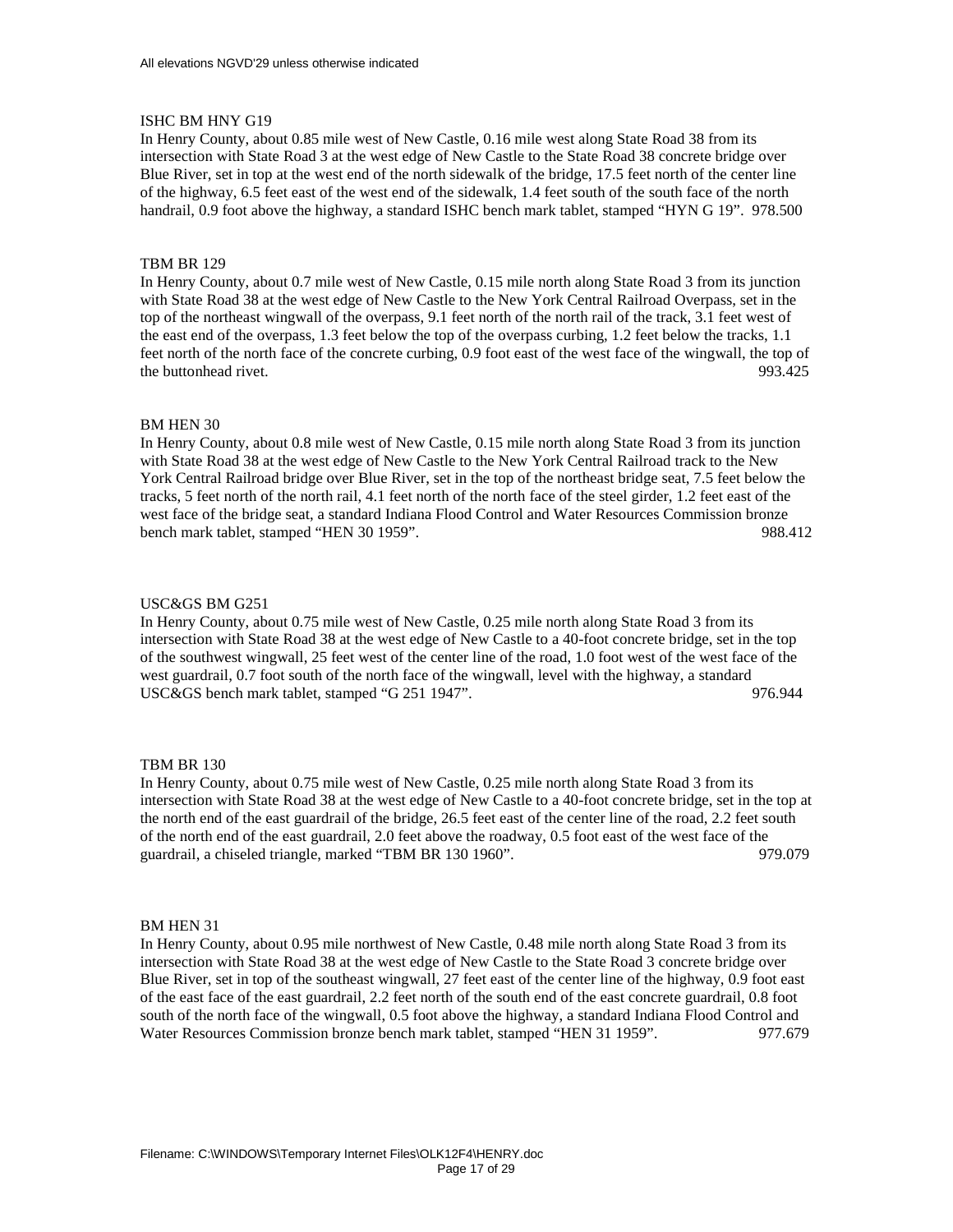All elevations NGVD'29 unless otherwise indicated

ISHC BM HNY G19

In Henry County, about 0.85 mile west of New Castle, 0.16 mile west along State Road 38 from its intersection with State Road 3 at the west edge of New Castle to the State Road 38 concrete bridge over Blue River, set in top at the west end of the north sidewalk of the bridge, 17.5 feet north of the center line of the highway, 6.5 feet east of the west end of the sidewalk, 1.4 feet south of the south face of the north handrail, 0.9 foot above the highway, a standard ISHC bench mark tablet, stamped "HYN G 19". 978.500

TBM BR 129

In Henry County, about 0.7 mile west of New Castle, 0.15 mile north along State Road 3 from its junction with State Road 38 at the west edge of New Castle to the New York Central Railroad Overpass, set in the top of the northeast wingwall of the overpass, 9.1 feet north of the north rail of the track, 3.1 feet west of the east end of the overpass, 1.3 feet below the top of the overpass curbing, 1.2 feet below the tracks, 1.1 feet north of the north face of the concrete curbing, 0.9 foot east of the west face of the wingwall, the top of the buttonhead rivet. 993.425

BM HEN 30

In Henry County, about 0.8 mile west of New Castle, 0.15 mile north along State Road 3 from its junction with State Road 38 at the west edge of New Castle to the New York Central Railroad track to the New York Central Railroad bridge over Blue River, set in the top of the northeast bridge seat, 7.5 feet below the tracks, 5 feet north of the north rail, 4.1 feet north of the north face of the steel girder, 1.2 feet east of the west face of the bridge seat, a standard Indiana Flood Control and Water Resources Commission bronze bench mark tablet, stamped "HEN 30 1959". 988.412

USC&GS BM G251

In Henry County, about 0.75 mile west of New Castle, 0.25 mile north along State Road 3 from its intersection with State Road 38 at the west edge of New Castle to a 40-foot concrete bridge, set in the top of the southwest wingwall, 25 feet west of the center line of the road, 1.0 foot west of the west face of the west guardrail, 0.7 foot south of the north face of the wingwall, level with the highway, a standard USC&GS bench mark tablet, stamped "G 251 1947". 976.944

TBM BR 130

In Henry County, about 0.75 mile west of New Castle, 0.25 mile north along State Road 3 from its intersection with State Road 38 at the west edge of New Castle to a 40-foot concrete bridge, set in the top at the north end of the east guardrail of the bridge, 26.5 feet east of the center line of the road, 2.2 feet south of the north end of the east guardrail, 2.0 feet above the roadway, 0.5 foot east of the west face of the guardrail, a chiseled triangle, marked "TBM BR 130 1960". 979.079

BM HEN 31

In Henry County, about 0.95 mile northwest of New Castle, 0.48 mile north along State Road 3 from its intersection with State Road 38 at the west edge of New Castle to the State Road 3 concrete bridge over Blue River, set in top of the southeast wingwall, 27 feet east of the center line of the highway, 0.9 foot east of the east face of the east guardrail, 2.2 feet north of the south end of the east concrete guardrail, 0.8 foot south of the north face of the wingwall, 0.5 foot above the highway, a standard Indiana Flood Control and Water Resources Commission bronze bench mark tablet, stamped "HEN 31 1959". 977.679

Filename: C:\WINDOWS\Temporary Internet Files\OLK12F4\HENRY.doc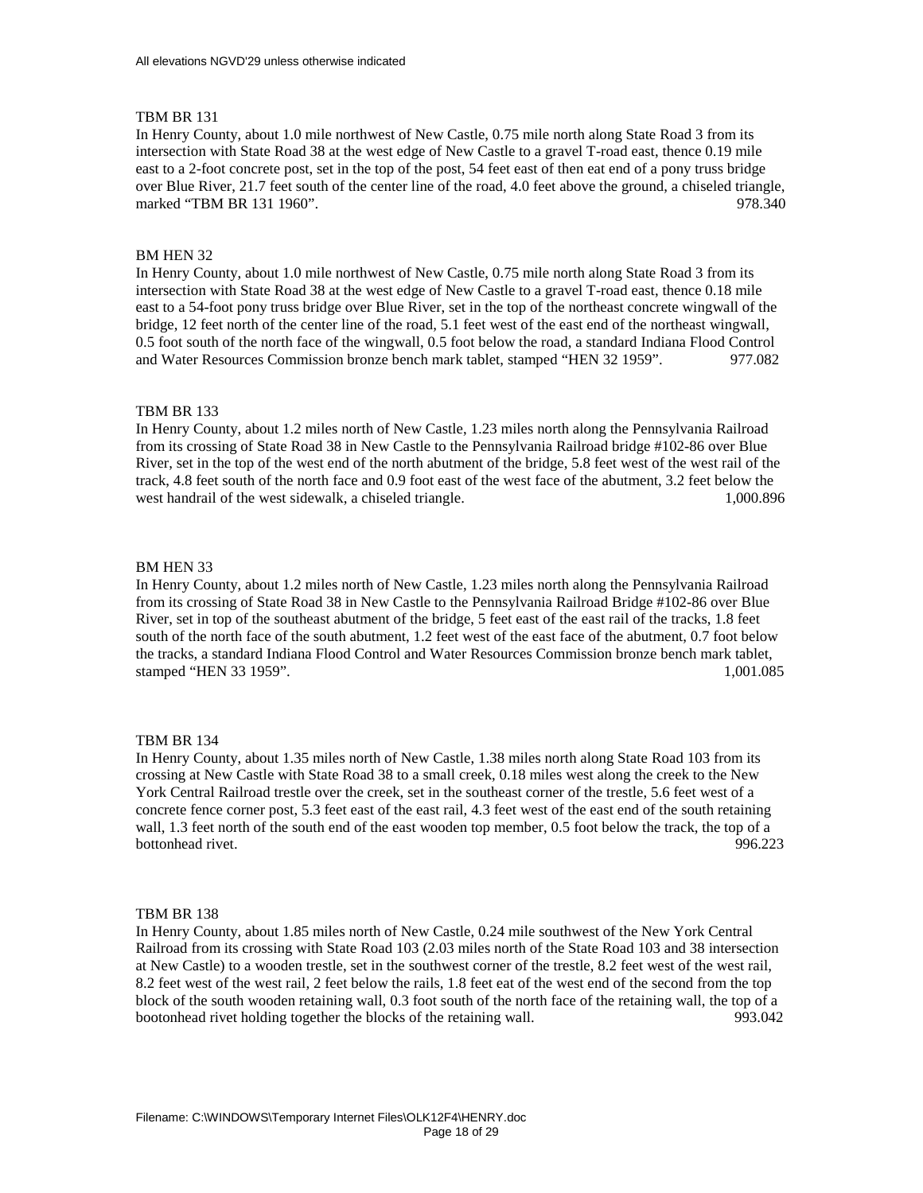All elevations NGVD'29 unless otherwise indicated

TBM BR 131

In Henry County, about 1.0 mile northwest of New Castle, 0.75 mile north along State Road 3 from its intersection with State Road 38 at the west edge of New Castle to a gravel T-road east, thence 0.19 mile east to a 2-foot concrete post, set in the top of the post, 54 feet east of then eat end of a pony truss bridge over Blue River, 21.7 feet south of the center line of the road, 4.0 feet above the ground, a chiseled triangle, marked "TBM BR 131 1960". 978.340

BM HEN 32

In Henry County, about 1.0 mile northwest of New Castle, 0.75 mile north along State Road 3 from its intersection with State Road 38 at the west edge of New Castle to a gravel T-road east, thence 0.18 mile east to a 54-foot pony truss bridge over Blue River, set in the top of the northeast concrete wingwall of the bridge, 12 feet north of the center line of the road, 5.1 feet west of the east end of the northeast wingwall, 0.5 foot south of the north face of the wingwall, 0.5 foot below the road, a standard Indiana Flood Control and Water Resources Commission bronze bench mark tablet, stamped "HEN 32 1959". 977.082

TBM BR 133

In Henry County, about 1.2 miles north of New Castle, 1.23 miles north along the Pennsylvania Railroad from its crossing of State Road 38 in New Castle to the Pennsylvania Railroad bridge #102-86 over Blue River, set in the top of the west end of the north abutment of the bridge, 5.8 feet west of the west rail of the track, 4.8 feet south of the north face and 0.9 foot east of the west face of the abutment, 3.2 feet below the west handrail of the west sidewalk, a chiseled triangle. 1,000.896

BM HEN 33

In Henry County, about 1.2 miles north of New Castle, 1.23 miles north along the Pennsylvania Railroad from its crossing of State Road 38 in New Castle to the Pennsylvania Railroad Bridge #102-86 over Blue River, set in top of the southeast abutment of the bridge, 5 feet east of the east rail of the tracks, 1.8 feet south of the north face of the south abutment, 1.2 feet west of the east face of the abutment, 0.7 foot below the tracks, a standard Indiana Flood Control and Water Resources Commission bronze bench mark tablet, stamped "HEN 33 1959". 1,001.085

TBM BR 134

In Henry County, about 1.35 miles north of New Castle, 1.38 miles north along State Road 103 from its crossing at New Castle with State Road 38 to a small creek, 0.18 miles west along the creek to the New York Central Railroad trestle over the creek, set in the southeast corner of the trestle, 5.6 feet west of a concrete fence corner post, 5.3 feet east of the east rail, 4.3 feet west of the east end of the south retaining wall, 1.3 feet north of the south end of the east wooden top member, 0.5 foot below the track, the top of a bottonhead rivet. 996.223

TBM BR 138

In Henry County, about 1.85 miles north of New Castle, 0.24 mile southwest of the New York Central Railroad from its crossing with State Road 103 (2.03 miles north of the State Road 103 and 38 intersection at New Castle) to a wooden trestle, set in the southwest corner of the trestle, 8.2 feet west of the west rail, 8.2 feet west of the west rail, 2 feet below the rails, 1.8 feet eat of the west end of the second from the top block of the south wooden retaining wall, 0.3 foot south of the north face of the retaining wall, the top of a bootonhead rivet holding together the blocks of the retaining wall. 993.042

Filename: C:\WINDOWS\Temporary Internet Files\OLK12F4\HENRY.doc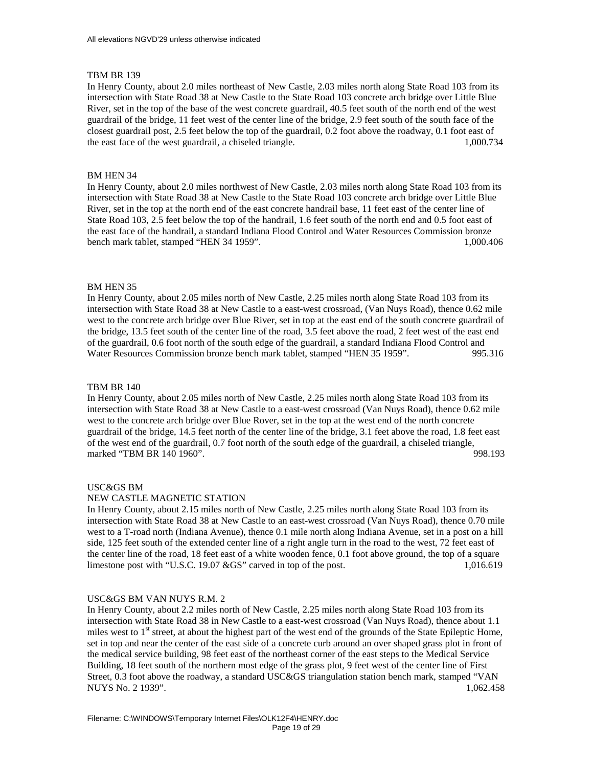All elevations NGVD'29 unless otherwise indicated

TBM BR 139
In Henry County, about 2.0 miles northeast of New Castle, 2.03 miles north along State Road 103 from its intersection with State Road 38 at New Castle to the State Road 103 concrete arch bridge over Little Blue River, set in the top of the base of the west concrete guardrail, 40.5 feet south of the north end of the west guardrail of the bridge, 11 feet west of the center line of the bridge, 2.9 feet south of the south face of the closest guardrail post, 2.5 feet below the top of the guardrail, 0.2 foot above the roadway, 0.1 foot east of the east face of the west guardrail, a chiseled triangle. 1,000.734

BM HEN 34
In Henry County, about 2.0 miles northwest of New Castle, 2.03 miles north along State Road 103 from its intersection with State Road 38 at New Castle to the State Road 103 concrete arch bridge over Little Blue River, set in the top at the north end of the east concrete handrail base, 11 feet east of the center line of State Road 103, 2.5 feet below the top of the handrail, 1.6 feet south of the north end and 0.5 foot east of the east face of the handrail, a standard Indiana Flood Control and Water Resources Commission bronze bench mark tablet, stamped "HEN 34 1959". 1,000.406

BM HEN 35
In Henry County, about 2.05 miles north of New Castle, 2.25 miles north along State Road 103 from its intersection with State Road 38 at New Castle to a east-west crossroad, (Van Nuys Road), thence 0.62 mile west to the concrete arch bridge over Blue River, set in top at the east end of the south concrete guardrail of the bridge, 13.5 feet south of the center line of the road, 3.5 feet above the road, 2 feet west of the east end of the guardrail, 0.6 foot north of the south edge of the guardrail, a standard Indiana Flood Control and Water Resources Commission bronze bench mark tablet, stamped "HEN 35 1959". 995.316

TBM BR 140
In Henry County, about 2.05 miles north of New Castle, 2.25 miles north along State Road 103 from its intersection with State Road 38 at New Castle to a east-west crossroad (Van Nuys Road), thence 0.62 mile west to the concrete arch bridge over Blue Rover, set in the top at the west end of the north concrete guardrail of the bridge, 14.5 feet north of the center line of the bridge, 3.1 feet above the road, 1.8 feet east of the west end of the guardrail, 0.7 foot north of the south edge of the guardrail, a chiseled triangle, marked "TBM BR 140 1960". 998.193

USC&GS BM
NEW CASTLE MAGNETIC STATION
In Henry County, about 2.15 miles north of New Castle, 2.25 miles north along State Road 103 from its intersection with State Road 38 at New Castle to an east-west crossroad (Van Nuys Road), thence 0.70 mile west to a T-road north (Indiana Avenue), thence 0.1 mile north along Indiana Avenue, set in a post on a hill side, 125 feet south of the extended center line of a right angle turn in the road to the west, 72 feet east of the center line of the road, 18 feet east of a white wooden fence, 0.1 foot above ground, the top of a square limestone post with "U.S.C. 19.07 &GS" carved in top of the post. 1,016.619

USC&GS BM VAN NUYS R.M. 2
In Henry County, about 2.2 miles north of New Castle, 2.25 miles north along State Road 103 from its intersection with State Road 38 in New Castle to a east-west crossroad (Van Nuys Road), thence about 1.1 miles west to 1st street, at about the highest part of the west end of the grounds of the State Epileptic Home, set in top and near the center of the east side of a concrete curb around an over shaped grass plot in front of the medical service building, 98 feet east of the northeast corner of the east steps to the Medical Service Building, 18 feet south of the northern most edge of the grass plot, 9 feet west of the center line of First Street, 0.3 foot above the roadway, a standard USC&GS triangulation station bench mark, stamped "VAN NUYS No. 2 1939". 1,062.458

Filename: C:\WINDOWS\Temporary Internet Files\OLK12F4\HENRY.doc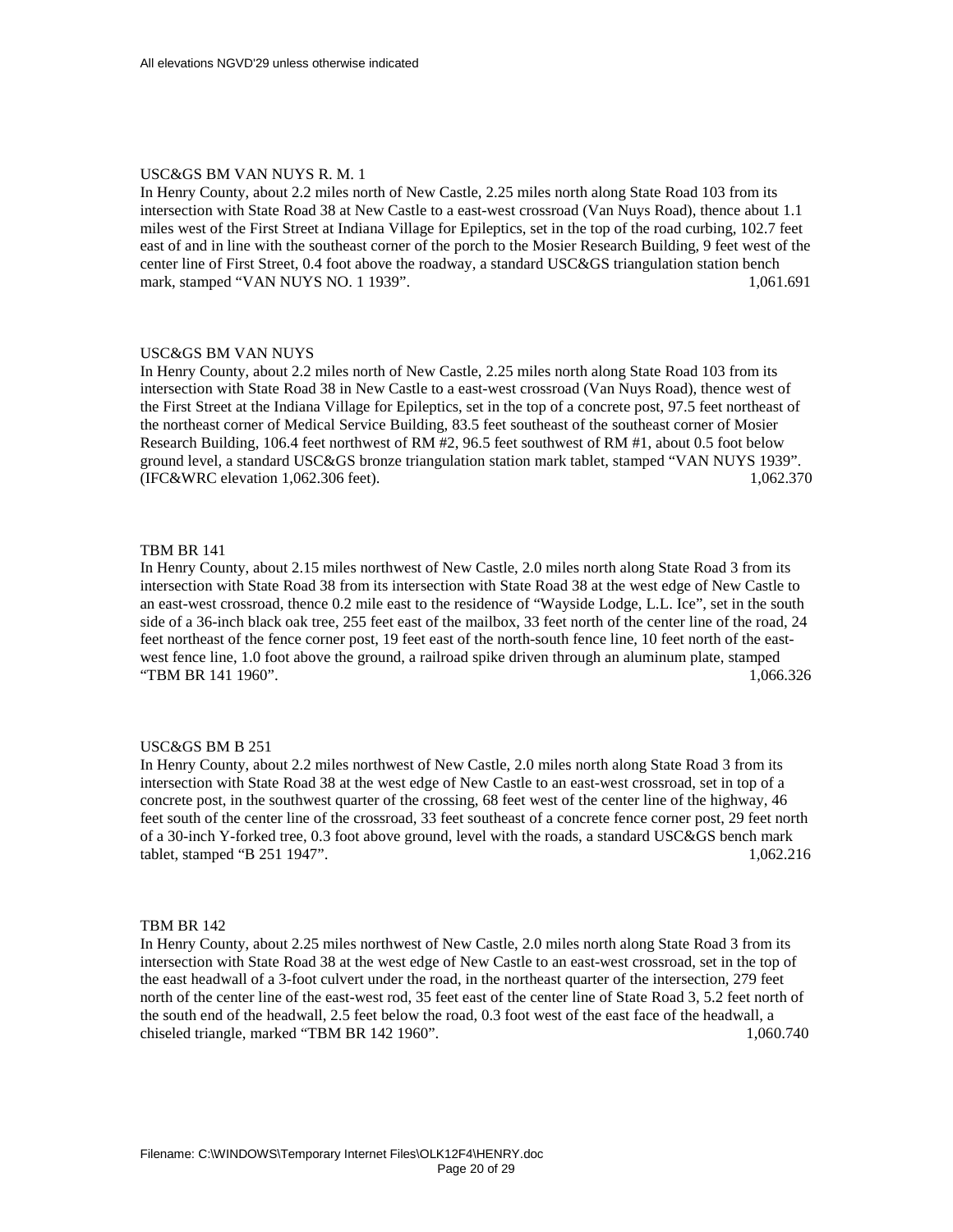USC&GS BM VAN NUYS R. M. 1

In Henry County, about 2.2 miles north of New Castle, 2.25 miles north along State Road 103 from its intersection with State Road 38 at New Castle to a east-west crossroad (Van Nuys Road), thence about 1.1 miles west of the First Street at Indiana Village for Epileptics, set in the top of the road curbing, 102.7 feet east of and in line with the southeast corner of the porch to the Mosier Research Building, 9 feet west of the center line of First Street, 0.4 foot above the roadway, a standard USC&GS triangulation station bench mark, stamped “VAN NUYS NO. 1 1939”. 1,061.691

USC&GS BM VAN NUYS

In Henry County, about 2.2 miles north of New Castle, 2.25 miles north along State Road 103 from its intersection with State Road 38 in New Castle to a east-west crossroad (Van Nuys Road), thence west of the First Street at the Indiana Village for Epileptics, set in the top of a concrete post, 97.5 feet northeast of the northeast corner of Medical Service Building, 83.5 feet southeast of the southeast corner of Mosier Research Building, 106.4 feet northwest of RM #2, 96.5 feet southwest of RM #1, about 0.5 foot below ground level, a standard USC&GS bronze triangulation station mark tablet, stamped “VAN NUYS 1939”. (IFC&WRC elevation 1,062.306 feet). 1,062.370

TBM BR 141

In Henry County, about 2.15 miles northwest of New Castle, 2.0 miles north along State Road 3 from its intersection with State Road 38 from its intersection with State Road 38 at the west edge of New Castle to an east-west crossroad, thence 0.2 mile east to the residence of “Wayside Lodge, L.L. Ice”, set in the south side of a 36-inch black oak tree, 255 feet east of the mailbox, 33 feet north of the center line of the road, 24 feet northeast of the fence corner post, 19 feet east of the north-south fence line, 10 feet north of the east-west fence line, 1.0 foot above the ground, a railroad spike driven through an aluminum plate, stamped “TBM BR 141 1960”. 1,066.326

USC&GS BM B 251

In Henry County, about 2.2 miles northwest of New Castle, 2.0 miles north along State Road 3 from its intersection with State Road 38 at the west edge of New Castle to an east-west crossroad, set in top of a concrete post, in the southwest quarter of the crossing, 68 feet west of the center line of the highway, 46 feet south of the center line of the crossroad, 33 feet southeast of a concrete fence corner post, 29 feet north of a 30-inch Y-forked tree, 0.3 foot above ground, level with the roads, a standard USC&GS bench mark tablet, stamped “B 251 1947”. 1,062.216

TBM BR 142

In Henry County, about 2.25 miles northwest of New Castle, 2.0 miles north along State Road 3 from its intersection with State Road 38 at the west edge of New Castle to an east-west crossroad, set in the top of the east headwall of a 3-foot culvert under the road, in the northeast quarter of the intersection, 279 feet north of the center line of the east-west rod, 35 feet east of the center line of State Road 3, 5.2 feet north of the south end of the headwall, 2.5 feet below the road, 0.3 foot west of the east face of the headwall, a chiseled triangle, marked “TBM BR 142 1960”. 1,060.740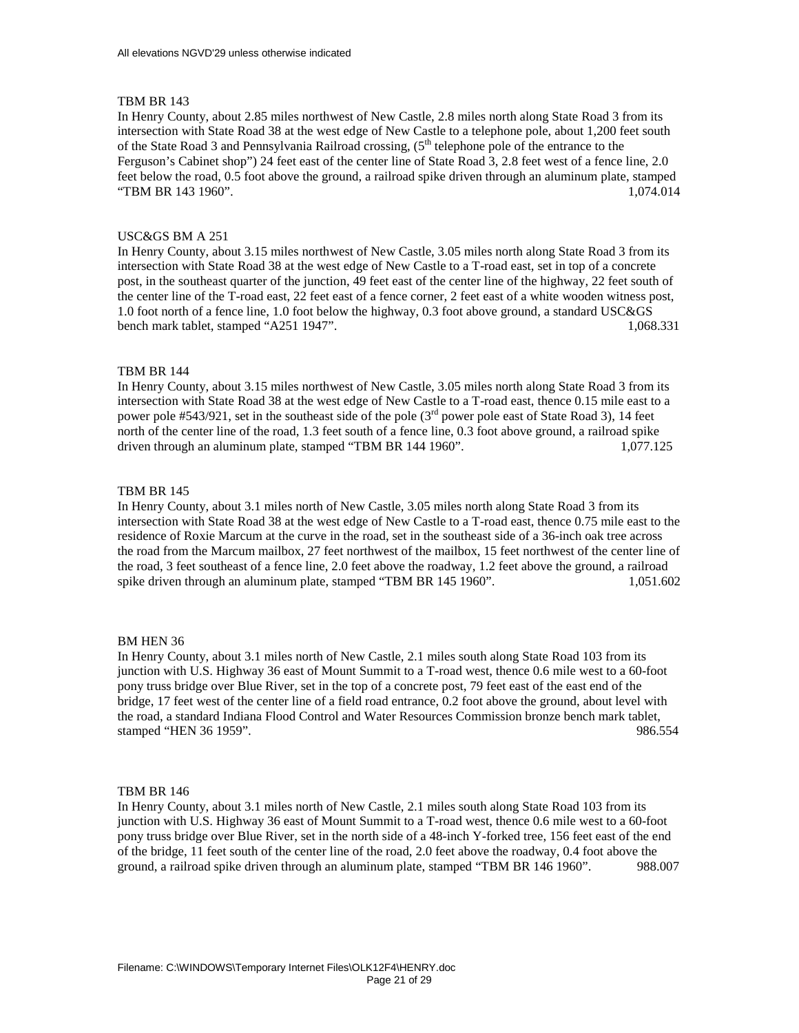All elevations NGVD'29 unless otherwise indicated

TBM BR 143

In Henry County, about 2.85 miles northwest of New Castle, 2.8 miles north along State Road 3 from its intersection with State Road 38 at the west edge of New Castle to a telephone pole, about 1,200 feet south of the State Road 3 and Pennsylvania Railroad crossing, (5th telephone pole of the entrance to the Ferguson's Cabinet shop") 24 feet east of the center line of State Road 3, 2.8 feet west of a fence line, 2.0 feet below the road, 0.5 foot above the ground, a railroad spike driven through an aluminum plate, stamped "TBM BR 143 1960". 1,074.014

USC&GS BM A 251

In Henry County, about 3.15 miles northwest of New Castle, 3.05 miles north along State Road 3 from its intersection with State Road 38 at the west edge of New Castle to a T-road east, set in top of a concrete post, in the southeast quarter of the junction, 49 feet east of the center line of the highway, 22 feet south of the center line of the T-road east, 22 feet east of a fence corner, 2 feet east of a white wooden witness post, 1.0 foot north of a fence line, 1.0 foot below the highway, 0.3 foot above ground, a standard USC&GS bench mark tablet, stamped "A251 1947". 1,068.331

TBM BR 144

In Henry County, about 3.15 miles northwest of New Castle, 3.05 miles north along State Road 3 from its intersection with State Road 38 at the west edge of New Castle to a T-road east, thence 0.15 mile east to a power pole #543/921, set in the southeast side of the pole (3rd power pole east of State Road 3), 14 feet north of the center line of the road, 1.3 feet south of a fence line, 0.3 foot above ground, a railroad spike driven through an aluminum plate, stamped "TBM BR 144 1960". 1,077.125

TBM BR 145

In Henry County, about 3.1 miles north of New Castle, 3.05 miles north along State Road 3 from its intersection with State Road 38 at the west edge of New Castle to a T-road east, thence 0.75 mile east to the residence of Roxie Marcum at the curve in the road, set in the southeast side of a 36-inch oak tree across the road from the Marcum mailbox, 27 feet northwest of the mailbox, 15 feet northwest of the center line of the road, 3 feet southeast of a fence line, 2.0 feet above the roadway, 1.2 feet above the ground, a railroad spike driven through an aluminum plate, stamped "TBM BR 145 1960". 1,051.602

BM HEN 36

In Henry County, about 3.1 miles north of New Castle, 2.1 miles south along State Road 103 from its junction with U.S. Highway 36 east of Mount Summit to a T-road west, thence 0.6 mile west to a 60-foot pony truss bridge over Blue River, set in the top of a concrete post, 79 feet east of the east end of the bridge, 17 feet west of the center line of a field road entrance, 0.2 foot above the ground, about level with the road, a standard Indiana Flood Control and Water Resources Commission bronze bench mark tablet, stamped "HEN 36 1959". 986.554

TBM BR 146

In Henry County, about 3.1 miles north of New Castle, 2.1 miles south along State Road 103 from its junction with U.S. Highway 36 east of Mount Summit to a T-road west, thence 0.6 mile west to a 60-foot pony truss bridge over Blue River, set in the north side of a 48-inch Y-forked tree, 156 feet east of the end of the bridge, 11 feet south of the center line of the road, 2.0 feet above the roadway, 0.4 foot above the ground, a railroad spike driven through an aluminum plate, stamped "TBM BR 146 1960". 988.007

Filename: C:\WINDOWS\Temporary Internet Files\OLK12F4\HENRY.doc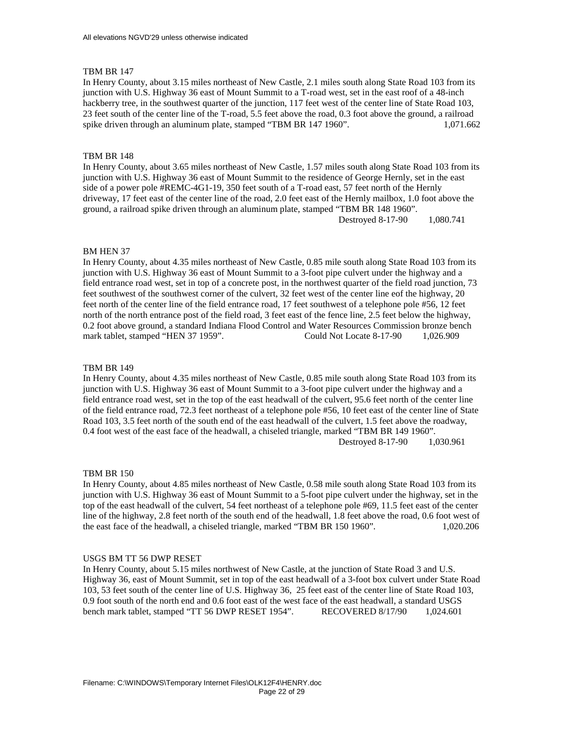All elevations NGVD'29 unless otherwise indicated

TBM BR 147

In Henry County, about 3.15 miles northeast of New Castle, 2.1 miles south along State Road 103 from its junction with U.S. Highway 36 east of Mount Summit to a T-road west, set in the east roof of a 48-inch hackberry tree, in the southwest quarter of the junction, 117 feet west of the center line of State Road 103, 23 feet south of the center line of the T-road, 5.5 feet above the road, 0.3 foot above the ground, a railroad spike driven through an aluminum plate, stamped "TBM BR 147 1960". 1,071.662

TBM BR 148

In Henry County, about 3.65 miles northeast of New Castle, 1.57 miles south along State Road 103 from its junction with U.S. Highway 36 east of Mount Summit to the residence of George Hernly, set in the east side of a power pole #REMC-4G1-19, 350 feet south of a T-road east, 57 feet north of the Hernly driveway, 17 feet east of the center line of the road, 2.0 feet east of the Hernly mailbox, 1.0 foot above the ground, a railroad spike driven through an aluminum plate, stamped "TBM BR 148 1960".

Destroyed 8-17-90 1,080.741

BM HEN 37

In Henry County, about 4.35 miles northeast of New Castle, 0.85 mile south along State Road 103 from its junction with U.S. Highway 36 east of Mount Summit to a 3-foot pipe culvert under the highway and a field entrance road west, set in top of a concrete post, in the northwest quarter of the field road junction, 73 feet southwest of the southwest corner of the culvert, 32 feet west of the center line eof the highway, 20 feet north of the center line of the field entrance road, 17 feet southwest of a telephone pole #56, 12 feet north of the north entrance post of the field road, 3 feet east of the fence line, 2.5 feet below the highway, 0.2 foot above ground, a standard Indiana Flood Control and Water Resources Commission bronze bench mark tablet, stamped "HEN 37 1959". Could Not Locate 8-17-90 1,026.909

TBM BR 149

In Henry County, about 4.35 miles northeast of New Castle, 0.85 mile south along State Road 103 from its junction with U.S. Highway 36 east of Mount Summit to a 3-foot pipe culvert under the highway and a field entrance road west, set in the top of the east headwall of the culvert, 95.6 feet north of the center line of the field entrance road, 72.3 feet northeast of a telephone pole #56, 10 feet east of the center line of State Road 103, 3.5 feet north of the south end of the east headwall of the culvert, 1.5 feet above the roadway, 0.4 foot west of the east face of the headwall, a chiseled triangle, marked "TBM BR 149 1960".

Destroyed 8-17-90 1,030.961

TBM BR 150

In Henry County, about 4.85 miles northeast of New Castle, 0.58 mile south along State Road 103 from its junction with U.S. Highway 36 east of Mount Summit to a 5-foot pipe culvert under the highway, set in the top of the east headwall of the culvert, 54 feet northeast of a telephone pole #69, 11.5 feet east of the center line of the highway, 2.8 feet north of the south end of the headwall, 1.8 feet above the road, 0.6 foot west of the east face of the headwall, a chiseled triangle, marked "TBM BR 150 1960". 1,020.206

USGS BM TT 56 DWP RESET

In Henry County, about 5.15 miles northwest of New Castle, at the junction of State Road 3 and U.S. Highway 36, east of Mount Summit, set in top of the east headwall of a 3-foot box culvert under State Road 103, 53 feet south of the center line of U.S. Highway 36, 25 feet east of the center line of State Road 103, 0.9 foot south of the north end and 0.6 foot east of the west face of the east headwall, a standard USGS bench mark tablet, stamped "TT 56 DWP RESET 1954". RECOVERED 8/17/90 1,024.601

Filename: C:\WINDOWS\Temporary Internet Files\OLK12F4\HENRY.doc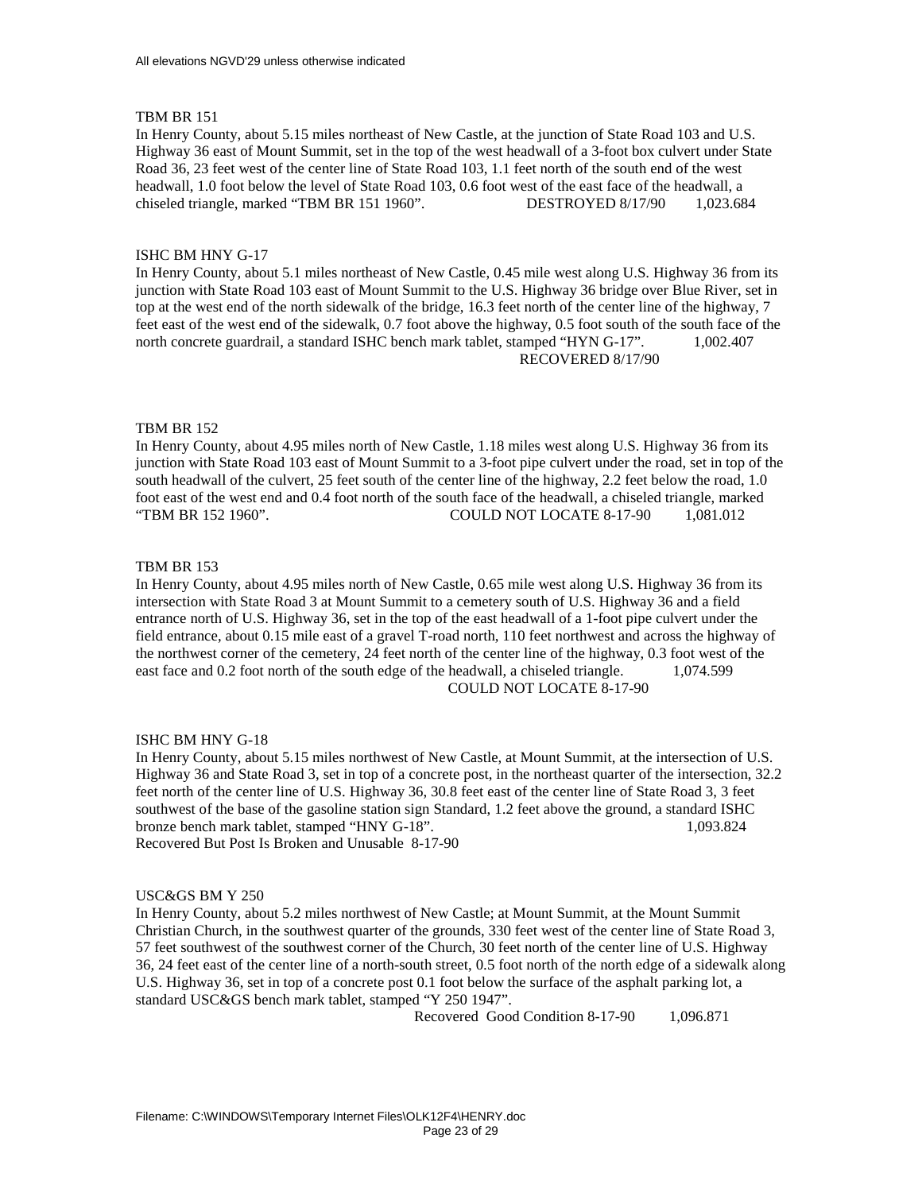All elevations NGVD'29 unless otherwise indicated

TBM BR 151
In Henry County, about 5.15 miles northeast of New Castle, at the junction of State Road 103 and U.S. Highway 36 east of Mount Summit, set in the top of the west headwall of a 3-foot box culvert under State Road 36, 23 feet west of the center line of State Road 103, 1.1 feet north of the south end of the west headwall, 1.0 foot below the level of State Road 103, 0.6 foot west of the east face of the headwall, a chiseled triangle, marked "TBM BR 151 1960". DESTROYED 8/17/90 1,023.684

ISHC BM HNY G-17
In Henry County, about 5.1 miles northeast of New Castle, 0.45 mile west along U.S. Highway 36 from its junction with State Road 103 east of Mount Summit to the U.S. Highway 36 bridge over Blue River, set in top at the west end of the north sidewalk of the bridge, 16.3 feet north of the center line of the highway, 7 feet east of the west end of the sidewalk, 0.7 foot above the highway, 0.5 foot south of the south face of the north concrete guardrail, a standard ISHC bench mark tablet, stamped "HYN G-17". 1,002.407
RECOVERED 8/17/90

TBM BR 152
In Henry County, about 4.95 miles north of New Castle, 1.18 miles west along U.S. Highway 36 from its junction with State Road 103 east of Mount Summit to a 3-foot pipe culvert under the road, set in top of the south headwall of the culvert, 25 feet south of the center line of the highway, 2.2 feet below the road, 1.0 foot east of the west end and 0.4 foot north of the south face of the headwall, a chiseled triangle, marked "TBM BR 152 1960". COULD NOT LOCATE 8-17-90 1,081.012

TBM BR 153
In Henry County, about 4.95 miles north of New Castle, 0.65 mile west along U.S. Highway 36 from its intersection with State Road 3 at Mount Summit to a cemetery south of U.S. Highway 36 and a field entrance north of U.S. Highway 36, set in the top of the east headwall of a 1-foot pipe culvert under the field entrance, about 0.15 mile east of a gravel T-road north, 110 feet northwest and across the highway of the northwest corner of the cemetery, 24 feet north of the center line of the highway, 0.3 foot west of the east face and 0.2 foot north of the south edge of the headwall, a chiseled triangle. 1,074.599
COULD NOT LOCATE 8-17-90

ISHC BM HNY G-18
In Henry County, about 5.15 miles northwest of New Castle, at Mount Summit, at the intersection of U.S. Highway 36 and State Road 3, set in top of a concrete post, in the northeast quarter of the intersection, 32.2 feet north of the center line of U.S. Highway 36, 30.8 feet east of the center line of State Road 3, 3 feet southwest of the base of the gasoline station sign Standard, 1.2 feet above the ground, a standard ISHC bronze bench mark tablet, stamped "HNY G-18". 1,093.824
Recovered But Post Is Broken and Unusable 8-17-90

USC&GS BM Y 250
In Henry County, about 5.2 miles northwest of New Castle; at Mount Summit, at the Mount Summit Christian Church, in the southwest quarter of the grounds, 330 feet west of the center line of State Road 3, 57 feet southwest of the southwest corner of the Church, 30 feet north of the center line of U.S. Highway 36, 24 feet east of the center line of a north-south street, 0.5 foot north of the north edge of a sidewalk along U.S. Highway 36, set in top of a concrete post 0.1 foot below the surface of the asphalt parking lot, a standard USC&GS bench mark tablet, stamped "Y 250 1947".
Recovered Good Condition 8-17-90 1,096.871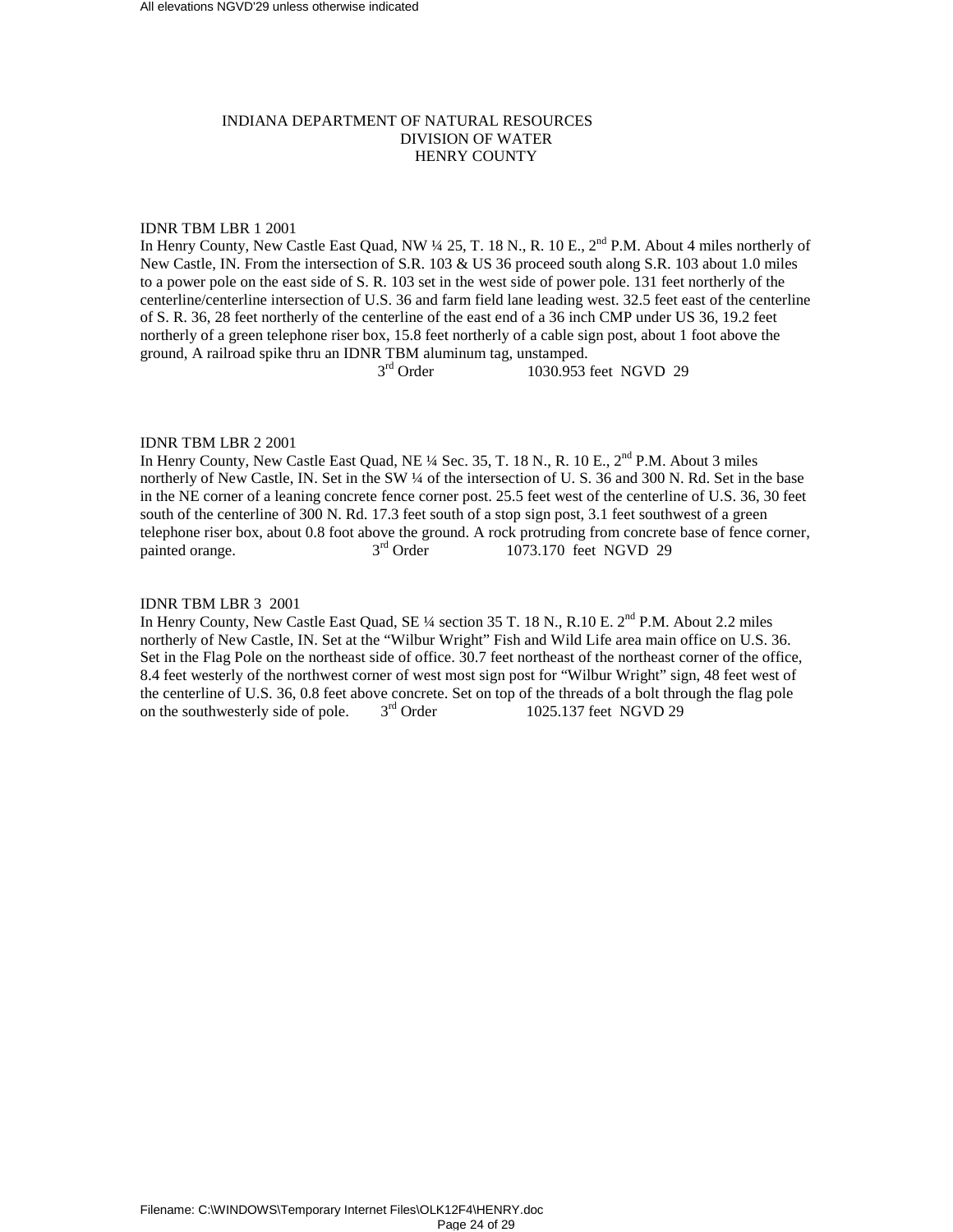# INDIANA DEPARTMENT OF NATURAL RESOURCES
## DIVISION OF WATER
## HENRY COUNTY

IDNR TBM LBR 1 2001
In Henry County, New Castle East Quad, NW ¼ 25, T. 18 N., R. 10 E., 2nd P.M. About 4 miles northerly of New Castle, IN. From the intersection of S.R. 103 & US 36 proceed south along S.R. 103 about 1.0 miles to a power pole on the east side of S. R. 103 set in the west side of power pole. 131 feet northerly of the centerline/centerline intersection of U.S. 36 and farm field lane leading west. 32.5 feet east of the centerline of S. R. 36, 28 feet northerly of the centerline of the east end of a 36 inch CMP under US 36, 19.2 feet northerly of a green telephone riser box, 15.8 feet northerly of a cable sign post, about 1 foot above the ground, A railroad spike thru an IDNR TBM aluminum tag, unstamped.
3rd Order 1030.953 feet NGVD 29

IDNR TBM LBR 2 2001
In Henry County, New Castle East Quad, NE ¼ Sec. 35, T. 18 N., R. 10 E., 2nd P.M. About 3 miles northerly of New Castle, IN. Set in the SW ¼ of the intersection of U. S. 36 and 300 N. Rd. Set in the base in the NE corner of a leaning concrete fence corner post. 25.5 feet west of the centerline of U.S. 36, 30 feet south of the centerline of 300 N. Rd. 17.3 feet south of a stop sign post, 3.1 feet southwest of a green telephone riser box, about 0.8 foot above the ground. A rock protruding from concrete base of fence corner, painted orange. 3rd Order 1073.170 feet NGVD 29

IDNR TBM LBR 3 2001
In Henry County, New Castle East Quad, SE ¼ section 35 T. 18 N., R.10 E. 2nd P.M. About 2.2 miles northerly of New Castle, IN. Set at the "Wilbur Wright" Fish and Wild Life area main office on U.S. 36. Set in the Flag Pole on the northeast side of office. 30.7 feet northeast of the northeast corner of the office, 8.4 feet westerly of the northwest corner of west most sign post for "Wilbur Wright" sign, 48 feet west of the centerline of U.S. 36, 0.8 feet above concrete. Set on top of the threads of a bolt through the flag pole on the southwesterly side of pole. 3rd Order 1025.137 feet NGVD 29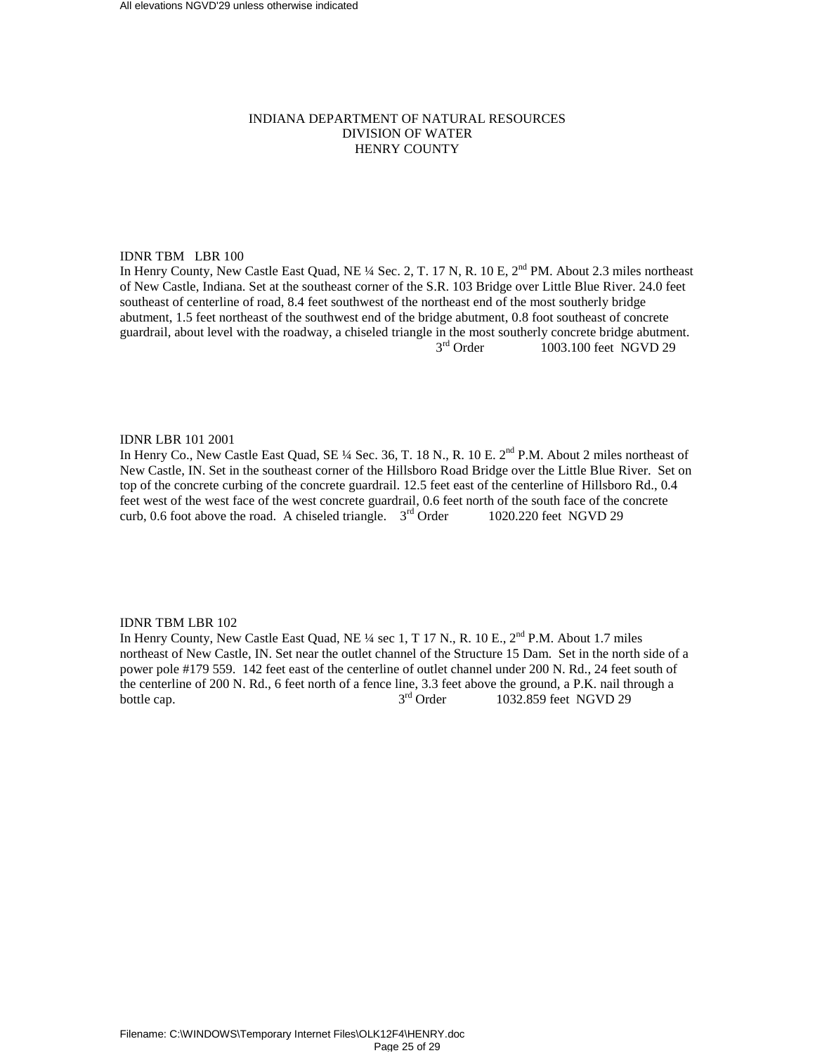INDIANA DEPARTMENT OF NATURAL RESOURCES
DIVISION OF WATER
HENRY COUNTY

IDNR TBM LBR 100
In Henry County, New Castle East Quad, NE ¼ Sec. 2, T. 17 N, R. 10 E, 2nd PM. About 2.3 miles northeast of New Castle, Indiana. Set at the southeast corner of the S.R. 103 Bridge over Little Blue River. 24.0 feet southeast of centerline of road, 8.4 feet southwest of the northeast end of the most southerly bridge abutment, 1.5 feet northeast of the southwest end of the bridge abutment, 0.8 foot southeast of concrete guardrail, about level with the roadway, a chiseled triangle in the most southerly concrete bridge abutment.
3rd Order 1003.100 feet NGVD 29

IDNR LBR 101 2001
In Henry Co., New Castle East Quad, SE ¼ Sec. 36, T. 18 N., R. 10 E. 2nd P.M. About 2 miles northeast of New Castle, IN. Set in the southeast corner of the Hillsboro Road Bridge over the Little Blue River. Set on top of the concrete curbing of the concrete guardrail. 12.5 feet east of the centerline of Hillsboro Rd., 0.4 feet west of the west face of the west concrete guardrail, 0.6 feet north of the south face of the concrete curb, 0.6 foot above the road. A chiseled triangle. 3rd Order 1020.220 feet NGVD 29

IDNR TBM LBR 102
In Henry County, New Castle East Quad, NE ¼ sec 1, T 17 N., R. 10 E., 2nd P.M. About 1.7 miles northeast of New Castle, IN. Set near the outlet channel of the Structure 15 Dam. Set in the north side of a power pole #179 559. 142 feet east of the centerline of outlet channel under 200 N. Rd., 24 feet south of the centerline of 200 N. Rd., 6 feet north of a fence line, 3.3 feet above the ground, a P.K. nail through a bottle cap. 3rd Order 1032.859 feet NGVD 29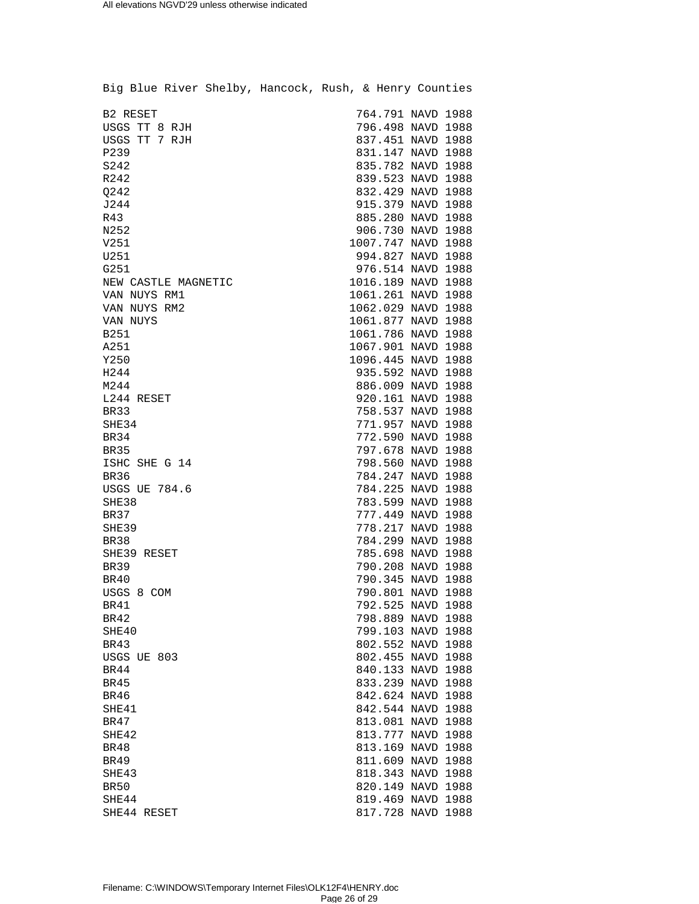Big Blue River Shelby, Hancock, Rush, & Henry Counties

| Station | Elevation | Datum |
|---|---|---|
| B2 RESET | 764.791 | NAVD 1988 |
| USGS TT 8 RJH | 796.498 | NAVD 1988 |
| USGS TT 7 RJH | 837.451 | NAVD 1988 |
| P239 | 831.147 | NAVD 1988 |
| S242 | 835.782 | NAVD 1988 |
| R242 | 839.523 | NAVD 1988 |
| Q242 | 832.429 | NAVD 1988 |
| J244 | 915.379 | NAVD 1988 |
| R43 | 885.280 | NAVD 1988 |
| N252 | 906.730 | NAVD 1988 |
| V251 | 1007.747 | NAVD 1988 |
| U251 | 994.827 | NAVD 1988 |
| G251 | 976.514 | NAVD 1988 |
| NEW CASTLE MAGNETIC | 1016.189 | NAVD 1988 |
| VAN NUYS RM1 | 1061.261 | NAVD 1988 |
| VAN NUYS RM2 | 1062.029 | NAVD 1988 |
| VAN NUYS | 1061.877 | NAVD 1988 |
| B251 | 1061.786 | NAVD 1988 |
| A251 | 1067.901 | NAVD 1988 |
| Y250 | 1096.445 | NAVD 1988 |
| H244 | 935.592 | NAVD 1988 |
| M244 | 886.009 | NAVD 1988 |
| L244 RESET | 920.161 | NAVD 1988 |
| BR33 | 758.537 | NAVD 1988 |
| SHE34 | 771.957 | NAVD 1988 |
| BR34 | 772.590 | NAVD 1988 |
| BR35 | 797.678 | NAVD 1988 |
| ISHC SHE G 14 | 798.560 | NAVD 1988 |
| BR36 | 784.247 | NAVD 1988 |
| USGS UE 784.6 | 784.225 | NAVD 1988 |
| SHE38 | 783.599 | NAVD 1988 |
| BR37 | 777.449 | NAVD 1988 |
| SHE39 | 778.217 | NAVD 1988 |
| BR38 | 784.299 | NAVD 1988 |
| SHE39 RESET | 785.698 | NAVD 1988 |
| BR39 | 790.208 | NAVD 1988 |
| BR40 | 790.345 | NAVD 1988 |
| USGS 8 COM | 790.801 | NAVD 1988 |
| BR41 | 792.525 | NAVD 1988 |
| BR42 | 798.889 | NAVD 1988 |
| SHE40 | 799.103 | NAVD 1988 |
| BR43 | 802.552 | NAVD 1988 |
| USGS UE 803 | 802.455 | NAVD 1988 |
| BR44 | 840.133 | NAVD 1988 |
| BR45 | 833.239 | NAVD 1988 |
| BR46 | 842.624 | NAVD 1988 |
| SHE41 | 842.544 | NAVD 1988 |
| BR47 | 813.081 | NAVD 1988 |
| SHE42 | 813.777 | NAVD 1988 |
| BR48 | 813.169 | NAVD 1988 |
| BR49 | 811.609 | NAVD 1988 |
| SHE43 | 818.343 | NAVD 1988 |
| BR50 | 820.149 | NAVD 1988 |
| SHE44 | 819.469 | NAVD 1988 |
| SHE44 RESET | 817.728 | NAVD 1988 |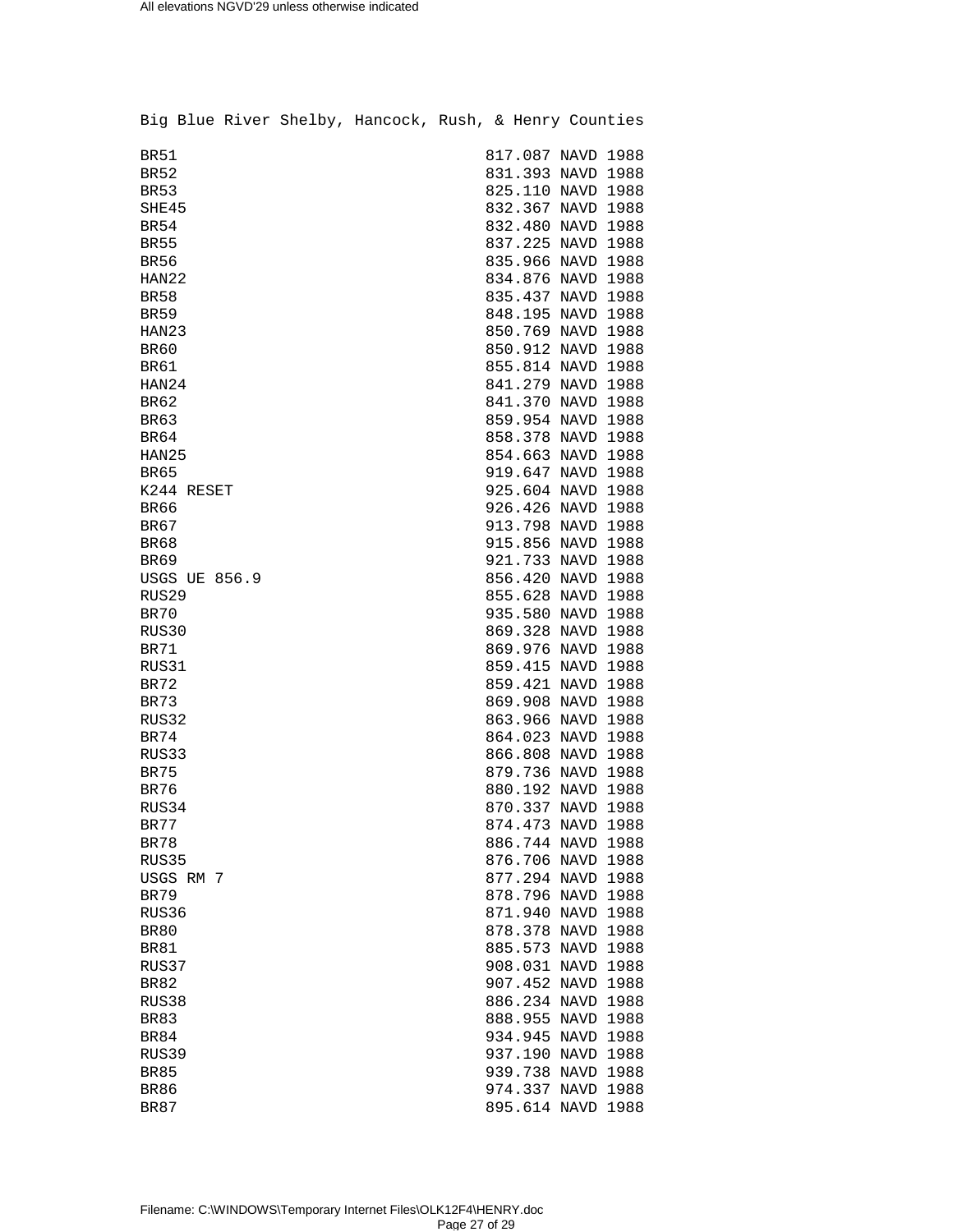Big Blue River Shelby, Hancock, Rush, & Henry Counties

| Benchmark | Elevation |
|---|---|
| BR51 | 817.087 NAVD 1988 |
| BR52 | 831.393 NAVD 1988 |
| BR53 | 825.110 NAVD 1988 |
| SHE45 | 832.367 NAVD 1988 |
| BR54 | 832.480 NAVD 1988 |
| BR55 | 837.225 NAVD 1988 |
| BR56 | 835.966 NAVD 1988 |
| HAN22 | 834.876 NAVD 1988 |
| BR58 | 835.437 NAVD 1988 |
| BR59 | 848.195 NAVD 1988 |
| HAN23 | 850.769 NAVD 1988 |
| BR60 | 850.912 NAVD 1988 |
| BR61 | 855.814 NAVD 1988 |
| HAN24 | 841.279 NAVD 1988 |
| BR62 | 841.370 NAVD 1988 |
| BR63 | 859.954 NAVD 1988 |
| BR64 | 858.378 NAVD 1988 |
| HAN25 | 854.663 NAVD 1988 |
| BR65 | 919.647 NAVD 1988 |
| K244 RESET | 925.604 NAVD 1988 |
| BR66 | 926.426 NAVD 1988 |
| BR67 | 913.798 NAVD 1988 |
| BR68 | 915.856 NAVD 1988 |
| BR69 | 921.733 NAVD 1988 |
| USGS UE 856.9 | 856.420 NAVD 1988 |
| RUS29 | 855.628 NAVD 1988 |
| BR70 | 935.580 NAVD 1988 |
| RUS30 | 869.328 NAVD 1988 |
| BR71 | 869.976 NAVD 1988 |
| RUS31 | 859.415 NAVD 1988 |
| BR72 | 859.421 NAVD 1988 |
| BR73 | 869.908 NAVD 1988 |
| RUS32 | 863.966 NAVD 1988 |
| BR74 | 864.023 NAVD 1988 |
| RUS33 | 866.808 NAVD 1988 |
| BR75 | 879.736 NAVD 1988 |
| BR76 | 880.192 NAVD 1988 |
| RUS34 | 870.337 NAVD 1988 |
| BR77 | 874.473 NAVD 1988 |
| BR78 | 886.744 NAVD 1988 |
| RUS35 | 876.706 NAVD 1988 |
| USGS RM 7 | 877.294 NAVD 1988 |
| BR79 | 878.796 NAVD 1988 |
| RUS36 | 871.940 NAVD 1988 |
| BR80 | 878.378 NAVD 1988 |
| BR81 | 885.573 NAVD 1988 |
| RUS37 | 908.031 NAVD 1988 |
| BR82 | 907.452 NAVD 1988 |
| RUS38 | 886.234 NAVD 1988 |
| BR83 | 888.955 NAVD 1988 |
| BR84 | 934.945 NAVD 1988 |
| RUS39 | 937.190 NAVD 1988 |
| BR85 | 939.738 NAVD 1988 |
| BR86 | 974.337 NAVD 1988 |
| BR87 | 895.614 NAVD 1988 |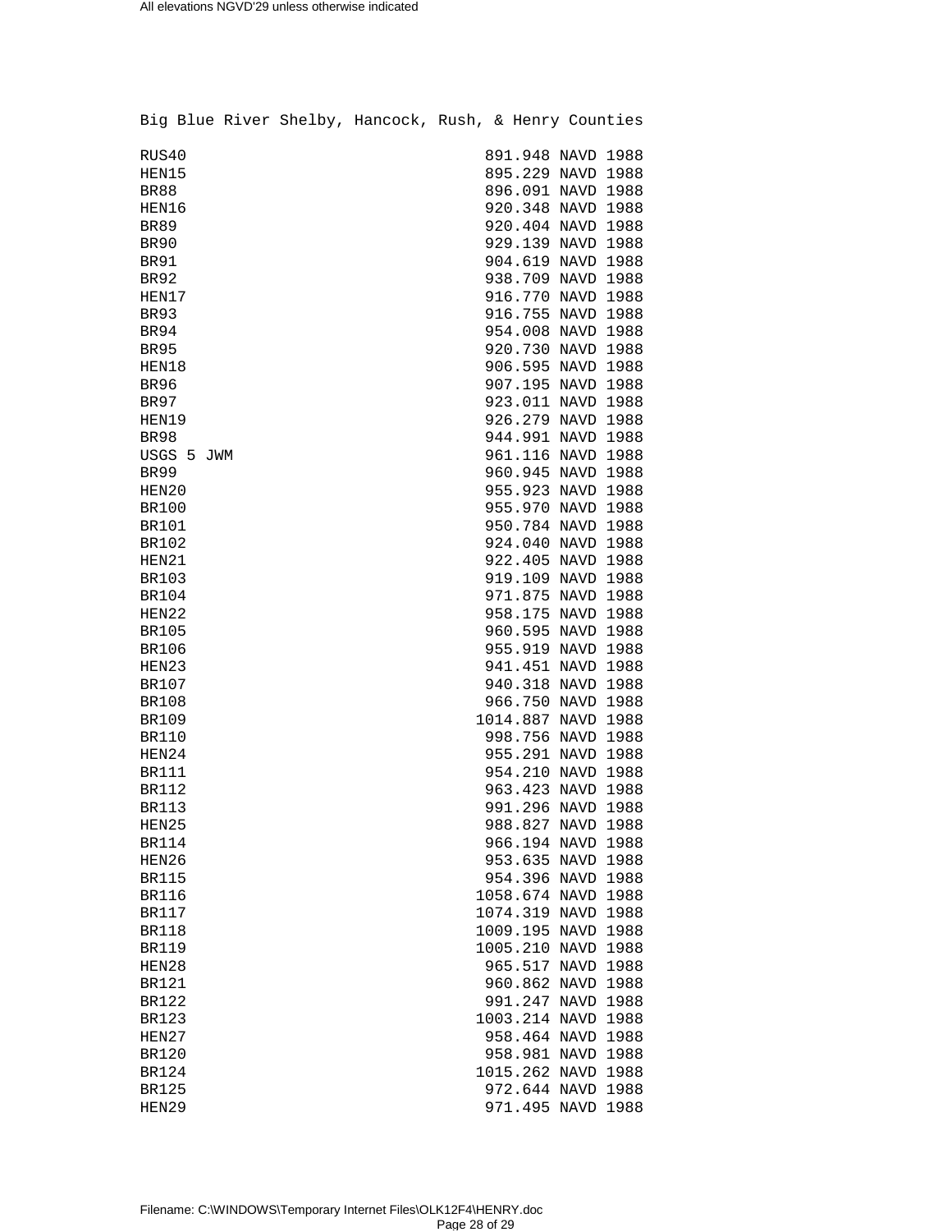Big Blue River Shelby, Hancock, Rush, & Henry Counties

| | |
|---|---|
| RUS40 | 891.948 NAVD 1988 |
| HEN15 | 895.229 NAVD 1988 |
| BR88 | 896.091 NAVD 1988 |
| HEN16 | 920.348 NAVD 1988 |
| BR89 | 920.404 NAVD 1988 |
| BR90 | 929.139 NAVD 1988 |
| BR91 | 904.619 NAVD 1988 |
| BR92 | 938.709 NAVD 1988 |
| HEN17 | 916.770 NAVD 1988 |
| BR93 | 916.755 NAVD 1988 |
| BR94 | 954.008 NAVD 1988 |
| BR95 | 920.730 NAVD 1988 |
| HEN18 | 906.595 NAVD 1988 |
| BR96 | 907.195 NAVD 1988 |
| BR97 | 923.011 NAVD 1988 |
| HEN19 | 926.279 NAVD 1988 |
| BR98 | 944.991 NAVD 1988 |
| USGS 5 JWM | 961.116 NAVD 1988 |
| BR99 | 960.945 NAVD 1988 |
| HEN20 | 955.923 NAVD 1988 |
| BR100 | 955.970 NAVD 1988 |
| BR101 | 950.784 NAVD 1988 |
| BR102 | 924.040 NAVD 1988 |
| HEN21 | 922.405 NAVD 1988 |
| BR103 | 919.109 NAVD 1988 |
| BR104 | 971.875 NAVD 1988 |
| HEN22 | 958.175 NAVD 1988 |
| BR105 | 960.595 NAVD 1988 |
| BR106 | 955.919 NAVD 1988 |
| HEN23 | 941.451 NAVD 1988 |
| BR107 | 940.318 NAVD 1988 |
| BR108 | 966.750 NAVD 1988 |
| BR109 | 1014.887 NAVD 1988 |
| BR110 | 998.756 NAVD 1988 |
| HEN24 | 955.291 NAVD 1988 |
| BR111 | 954.210 NAVD 1988 |
| BR112 | 963.423 NAVD 1988 |
| BR113 | 991.296 NAVD 1988 |
| HEN25 | 988.827 NAVD 1988 |
| BR114 | 966.194 NAVD 1988 |
| HEN26 | 953.635 NAVD 1988 |
| BR115 | 954.396 NAVD 1988 |
| BR116 | 1058.674 NAVD 1988 |
| BR117 | 1074.319 NAVD 1988 |
| BR118 | 1009.195 NAVD 1988 |
| BR119 | 1005.210 NAVD 1988 |
| HEN28 | 965.517 NAVD 1988 |
| BR121 | 960.862 NAVD 1988 |
| BR122 | 991.247 NAVD 1988 |
| BR123 | 1003.214 NAVD 1988 |
| HEN27 | 958.464 NAVD 1988 |
| BR120 | 958.981 NAVD 1988 |
| BR124 | 1015.262 NAVD 1988 |
| BR125 | 972.644 NAVD 1988 |
| HEN29 | 971.495 NAVD 1988 |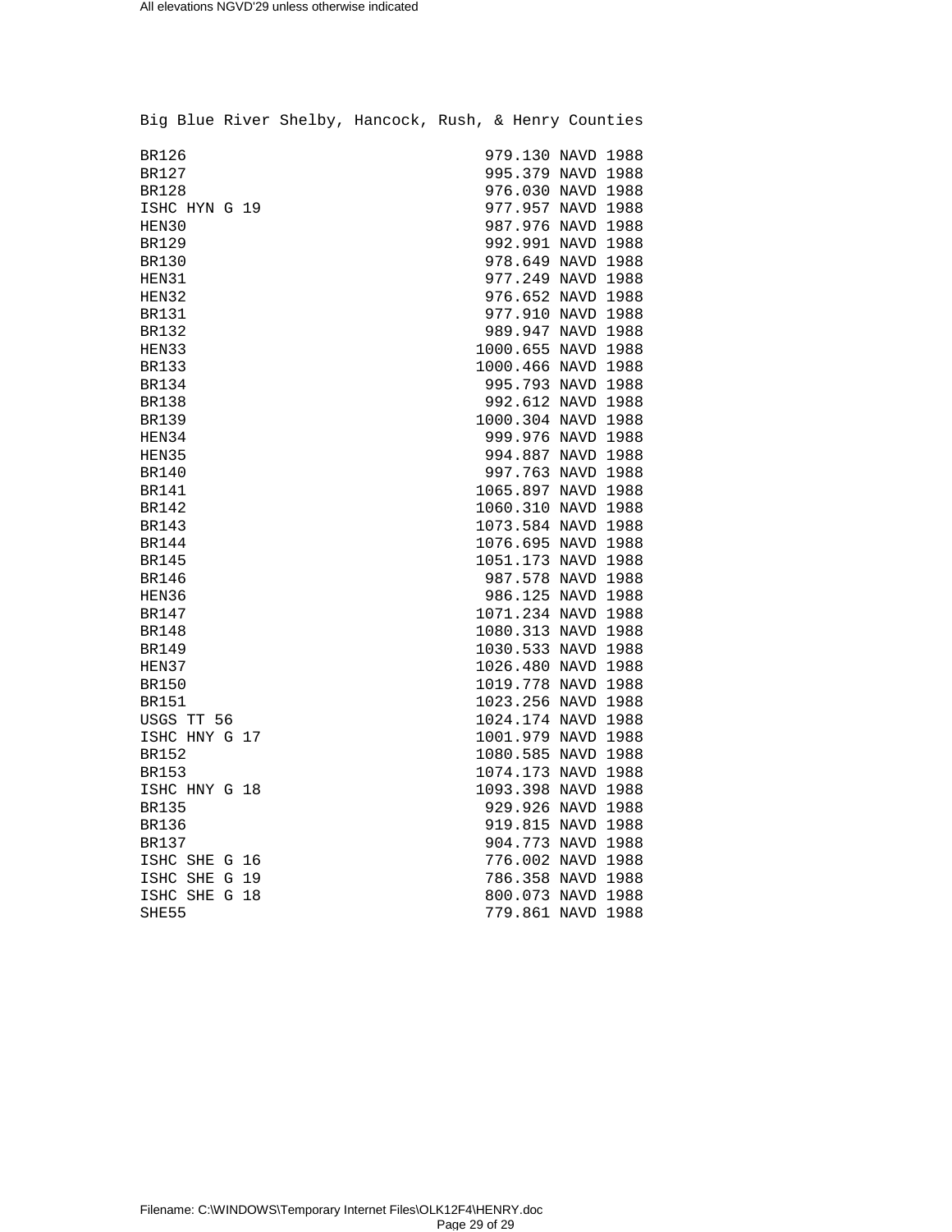Big Blue River Shelby, Hancock, Rush, & Henry Counties

| | | |
|---|---|---|
| BR126 | 979.130 | NAVD 1988 |
| BR127 | 995.379 | NAVD 1988 |
| BR128 | 976.030 | NAVD 1988 |
| ISHC HYN G 19 | 977.957 | NAVD 1988 |
| HEN30 | 987.976 | NAVD 1988 |
| BR129 | 992.991 | NAVD 1988 |
| BR130 | 978.649 | NAVD 1988 |
| HEN31 | 977.249 | NAVD 1988 |
| HEN32 | 976.652 | NAVD 1988 |
| BR131 | 977.910 | NAVD 1988 |
| BR132 | 989.947 | NAVD 1988 |
| HEN33 | 1000.655 | NAVD 1988 |
| BR133 | 1000.466 | NAVD 1988 |
| BR134 | 995.793 | NAVD 1988 |
| BR138 | 992.612 | NAVD 1988 |
| BR139 | 1000.304 | NAVD 1988 |
| HEN34 | 999.976 | NAVD 1988 |
| HEN35 | 994.887 | NAVD 1988 |
| BR140 | 997.763 | NAVD 1988 |
| BR141 | 1065.897 | NAVD 1988 |
| BR142 | 1060.310 | NAVD 1988 |
| BR143 | 1073.584 | NAVD 1988 |
| BR144 | 1076.695 | NAVD 1988 |
| BR145 | 1051.173 | NAVD 1988 |
| BR146 | 987.578 | NAVD 1988 |
| HEN36 | 986.125 | NAVD 1988 |
| BR147 | 1071.234 | NAVD 1988 |
| BR148 | 1080.313 | NAVD 1988 |
| BR149 | 1030.533 | NAVD 1988 |
| HEN37 | 1026.480 | NAVD 1988 |
| BR150 | 1019.778 | NAVD 1988 |
| BR151 | 1023.256 | NAVD 1988 |
| USGS TT 56 | 1024.174 | NAVD 1988 |
| ISHC HNY G 17 | 1001.979 | NAVD 1988 |
| BR152 | 1080.585 | NAVD 1988 |
| BR153 | 1074.173 | NAVD 1988 |
| ISHC HNY G 18 | 1093.398 | NAVD 1988 |
| BR135 | 929.926 | NAVD 1988 |
| BR136 | 919.815 | NAVD 1988 |
| BR137 | 904.773 | NAVD 1988 |
| ISHC SHE G 16 | 776.002 | NAVD 1988 |
| ISHC SHE G 19 | 786.358 | NAVD 1988 |
| ISHC SHE G 18 | 800.073 | NAVD 1988 |
| SHE55 | 779.861 | NAVD 1988 |